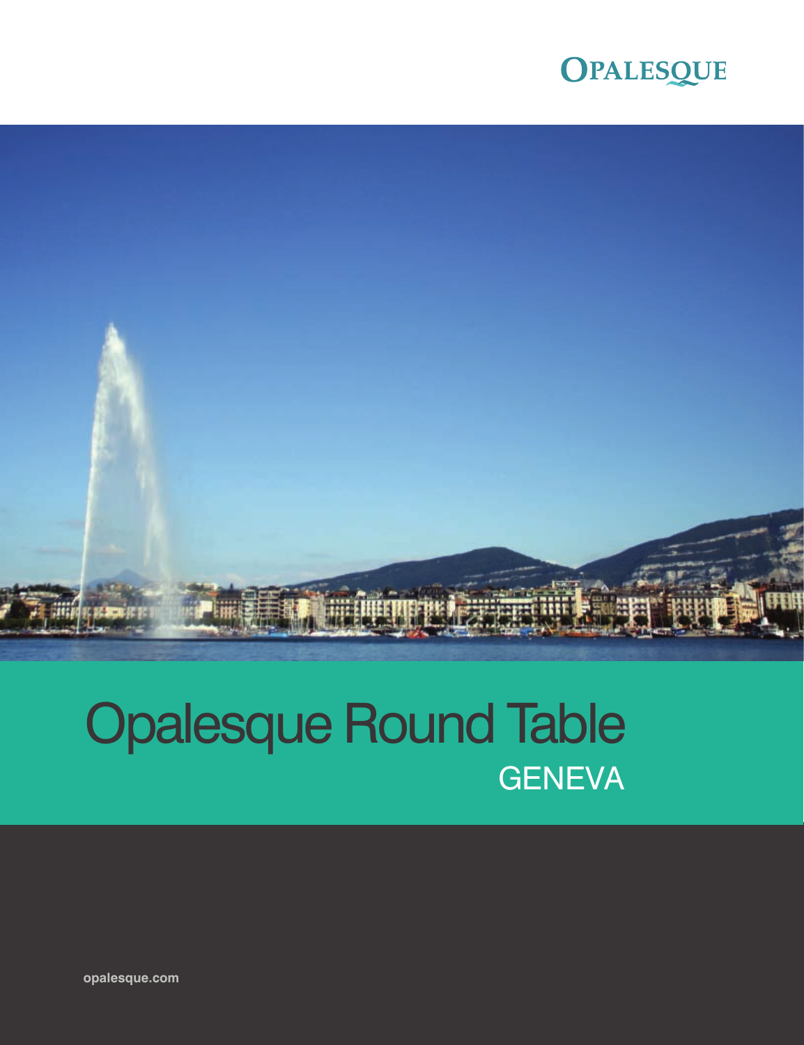OPALESQUE

# Opalesque Round Table

## GENEVA

opalesque.com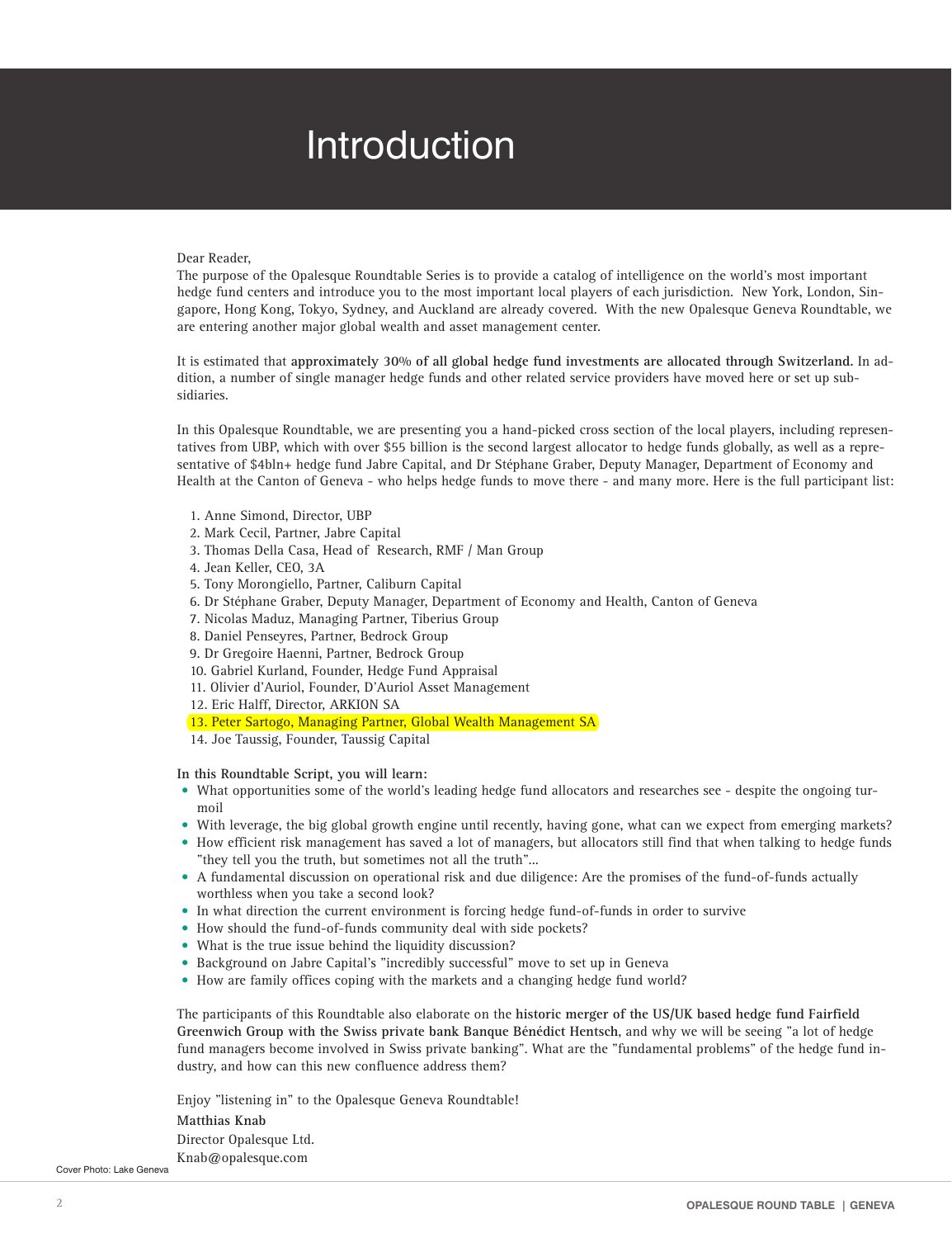# Introduction

Dear Reader,

The purpose of the Opalesque Roundtable Series is to provide a catalog of intelligence on the world's most important hedge fund centers and introduce you to the most important local players of each jurisdiction. New York, London, Singapore, Hong Kong, Tokyo, Sydney, and Auckland are already covered. With the new Opalesque Geneva Roundtable, we are entering another major global wealth and asset management center.

It is estimated that **approximately 30% of all global hedge fund investments are allocated through Switzerland.** In addition, a number of single manager hedge funds and other related service providers have moved here or set up subsidiaries.

In this Opalesque Roundtable, we are presenting you a hand-picked cross section of the local players, including representatives from UBP, which with over $55 billion is the second largest allocator to hedge funds globally, as well as a representative of $4bln+ hedge fund Jabre Capital, and Dr Stéphane Graber, Deputy Manager, Department of Economy and Health at the Canton of Geneva - who helps hedge funds to move there - and many more. Here is the full participant list:

1. Anne Simond, Director, UBP
2. Mark Cecil, Partner, Jabre Capital
3. Thomas Della Casa, Head of Research, RMF / Man Group
4. Jean Keller, CEO, 3A
5. Tony Morongiello, Partner, Caliburn Capital
6. Dr Stéphane Graber, Deputy Manager, Department of Economy and Health, Canton of Geneva
7. Nicolas Maduz, Managing Partner, Tiberius Group
8. Daniel Penseyres, Partner, Bedrock Group
9. Dr Gregoire Haenni, Partner, Bedrock Group
10. Gabriel Kurland, Founder, Hedge Fund Appraisal
11. Olivier d'Auriol, Founder, D'Auriol Asset Management
12. Eric Halff, Director, ARKION SA
13. Peter Sartogo, Managing Partner, Global Wealth Management SA
14. Joe Taussig, Founder, Taussig Capital

**In this Roundtable Script, you will learn:**

- What opportunities some of the world's leading hedge fund allocators and researches see - despite the ongoing turmoil
- With leverage, the big global growth engine until recently, having gone, what can we expect from emerging markets?
- How efficient risk management has saved a lot of managers, but allocators still find that when talking to hedge funds "they tell you the truth, but sometimes not all the truth"...
- A fundamental discussion on operational risk and due diligence: Are the promises of the fund-of-funds actually worthless when you take a second look?
- In what direction the current environment is forcing hedge fund-of-funds in order to survive
- How should the fund-of-funds community deal with side pockets?
- What is the true issue behind the liquidity discussion?
- Background on Jabre Capital's "incredibly successful" move to set up in Geneva
- How are family offices coping with the markets and a changing hedge fund world?

The participants of this Roundtable also elaborate on the **historic merger of the US/UK based hedge fund Fairfield Greenwich Group with the Swiss private bank Banque Bénédict Hentsch**, and why we will be seeing "a lot of hedge fund managers become involved in Swiss private banking". What are the "fundamental problems" of the hedge fund industry, and how can this new confluence address them?

Enjoy "listening in" to the Opalesque Geneva Roundtable!

**Matthias Knab**
Director Opalesque Ltd.
Knab@opalesque.com

Cover Photo: Lake Geneva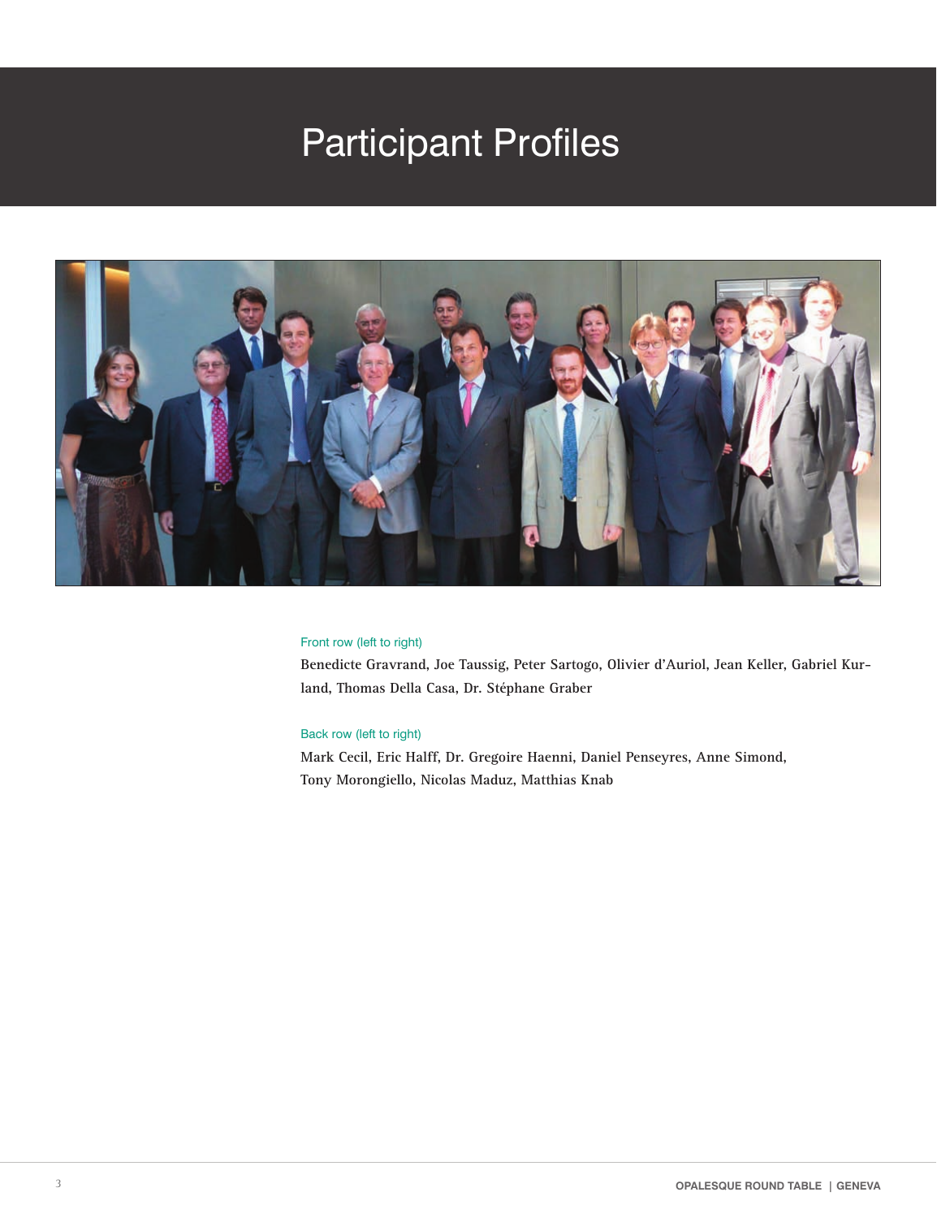# Participant Profiles

Front row (left to right)

Benedicte Gravrand, Joe Taussig, Peter Sartogo, Olivier d'Auriol, Jean Keller, Gabriel Kurland, Thomas Della Casa, Dr. Stéphane Graber

Back row (left to right)

Mark Cecil, Eric Halff, Dr. Gregoire Haenni, Daniel Penseyres, Anne Simond, Tony Morongiello, Nicolas Maduz, Matthias Knab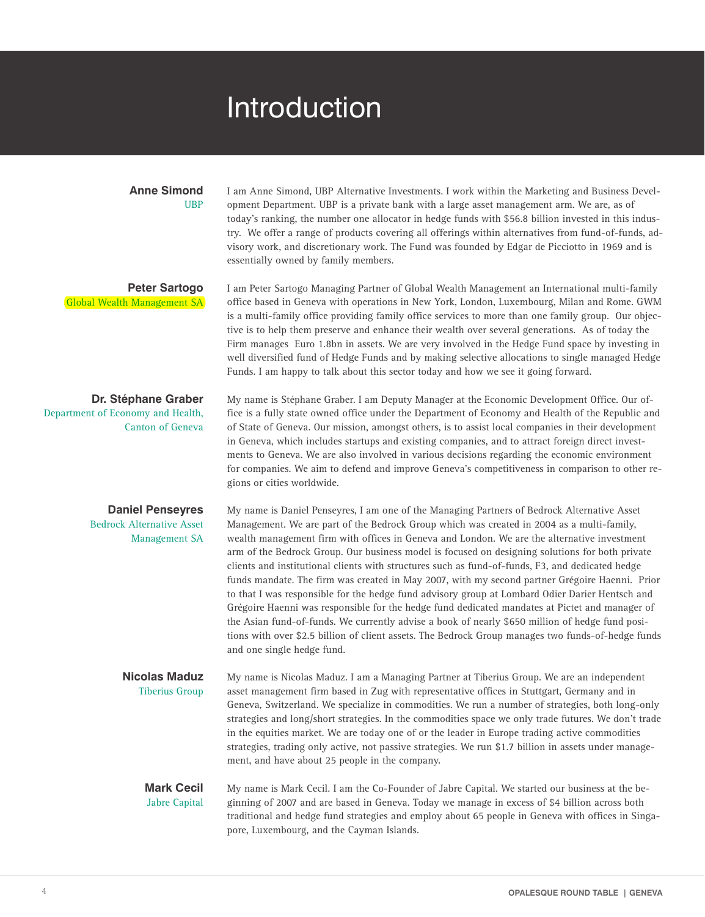# Introduction

**Anne Simond**
UBP

I am Anne Simond, UBP Alternative Investments. I work within the Marketing and Business Development Department. UBP is a private bank with a large asset management arm. We are, as of today's ranking, the number one allocator in hedge funds with $56.8 billion invested in this industry. We offer a range of products covering all offerings within alternatives from fund-of-funds, advisory work, and discretionary work. The Fund was founded by Edgar de Picciotto in 1969 and is essentially owned by family members.

**Peter Sartogo**
Global Wealth Management SA

I am Peter Sartogo Managing Partner of Global Wealth Management an International multi-family office based in Geneva with operations in New York, London, Luxembourg, Milan and Rome. GWM is a multi-family office providing family office services to more than one family group. Our objective is to help them preserve and enhance their wealth over several generations. As of today the Firm manages Euro 1.8bn in assets. We are very involved in the Hedge Fund space by investing in well diversified fund of Hedge Funds and by making selective allocations to single managed Hedge Funds. I am happy to talk about this sector today and how we see it going forward.

**Dr. Stéphane Graber**
Department of Economy and Health, Canton of Geneva

My name is Stéphane Graber. I am Deputy Manager at the Economic Development Office. Our office is a fully state owned office under the Department of Economy and Health of the Republic and of State of Geneva. Our mission, amongst others, is to assist local companies in their development in Geneva, which includes startups and existing companies, and to attract foreign direct investments to Geneva. We are also involved in various decisions regarding the economic environment for companies. We aim to defend and improve Geneva's competitiveness in comparison to other regions or cities worldwide.

**Daniel Penseyres**
Bedrock Alternative Asset Management SA

My name is Daniel Penseyres, I am one of the Managing Partners of Bedrock Alternative Asset Management. We are part of the Bedrock Group which was created in 2004 as a multi-family, wealth management firm with offices in Geneva and London. We are the alternative investment arm of the Bedrock Group. Our business model is focused on designing solutions for both private clients and institutional clients with structures such as fund-of-funds, F3, and dedicated hedge funds mandate. The firm was created in May 2007, with my second partner Grégoire Haenni. Prior to that I was responsible for the hedge fund advisory group at Lombard Odier Darier Hentsch and Grégoire Haenni was responsible for the hedge fund dedicated mandates at Pictet and manager of the Asian fund-of-funds. We currently advise a book of nearly $650 million of hedge fund positions with over $2.5 billion of client assets. The Bedrock Group manages two funds-of-hedge funds and one single hedge fund.

**Nicolas Maduz**
Tiberius Group

My name is Nicolas Maduz. I am a Managing Partner at Tiberius Group. We are an independent asset management firm based in Zug with representative offices in Stuttgart, Germany and in Geneva, Switzerland. We specialize in commodities. We run a number of strategies, both long-only strategies and long/short strategies. In the commodities space we only trade futures. We don't trade in the equities market. We are today one of or the leader in Europe trading active commodities strategies, trading only active, not passive strategies. We run $1.7 billion in assets under management, and have about 25 people in the company.

**Mark Cecil**
Jabre Capital

My name is Mark Cecil. I am the Co-Founder of Jabre Capital. We started our business at the beginning of 2007 and are based in Geneva. Today we manage in excess of $4 billion across both traditional and hedge fund strategies and employ about 65 people in Geneva with offices in Singapore, Luxembourg, and the Cayman Islands.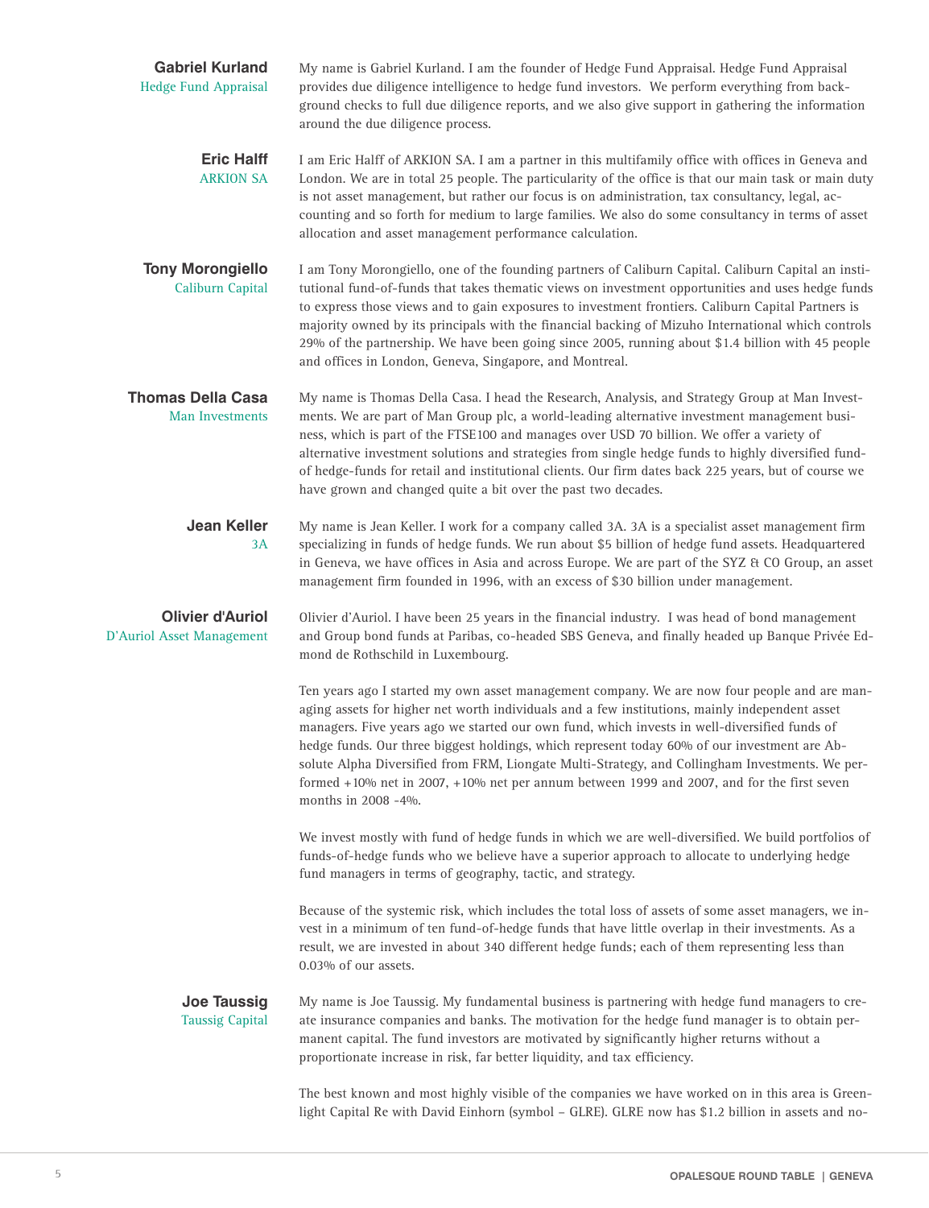**Gabriel Kurland**
Hedge Fund Appraisal

My name is Gabriel Kurland. I am the founder of Hedge Fund Appraisal. Hedge Fund Appraisal provides due diligence intelligence to hedge fund investors. We perform everything from background checks to full due diligence reports, and we also give support in gathering the information around the due diligence process.

**Eric Halff**
ARKION SA

I am Eric Halff of ARKION SA. I am a partner in this multifamily office with offices in Geneva and London. We are in total 25 people. The particularity of the office is that our main task or main duty is not asset management, but rather our focus is on administration, tax consultancy, legal, accounting and so forth for medium to large families. We also do some consultancy in terms of asset allocation and asset management performance calculation.

**Tony Morongiello**
Caliburn Capital

I am Tony Morongiello, one of the founding partners of Caliburn Capital. Caliburn Capital an institutional fund-of-funds that takes thematic views on investment opportunities and uses hedge funds to express those views and to gain exposures to investment frontiers. Caliburn Capital Partners is majority owned by its principals with the financial backing of Mizuho International which controls 29% of the partnership. We have been going since 2005, running about $1.4 billion with 45 people and offices in London, Geneva, Singapore, and Montreal.

**Thomas Della Casa**
Man Investments

My name is Thomas Della Casa. I head the Research, Analysis, and Strategy Group at Man Investments. We are part of Man Group plc, a world-leading alternative investment management business, which is part of the FTSE100 and manages over USD 70 billion. We offer a variety of alternative investment solutions and strategies from single hedge funds to highly diversified fund-of hedge-funds for retail and institutional clients. Our firm dates back 225 years, but of course we have grown and changed quite a bit over the past two decades.

**Jean Keller**
3A

My name is Jean Keller. I work for a company called 3A. 3A is a specialist asset management firm specializing in funds of hedge funds. We run about $5 billion of hedge fund assets. Headquartered in Geneva, we have offices in Asia and across Europe. We are part of the SYZ & CO Group, an asset management firm founded in 1996, with an excess of $30 billion under management.

**Olivier d'Auriol**
D'Auriol Asset Management

Olivier d'Auriol. I have been 25 years in the financial industry. I was head of bond management and Group bond funds at Paribas, co-headed SBS Geneva, and finally headed up Banque Privée Edmond de Rothschild in Luxembourg.

Ten years ago I started my own asset management company. We are now four people and are managing assets for higher net worth individuals and a few institutions, mainly independent asset managers. Five years ago we started our own fund, which invests in well-diversified funds of hedge funds. Our three biggest holdings, which represent today 60% of our investment are Absolute Alpha Diversified from FRM, Liongate Multi-Strategy, and Collingham Investments. We performed +10% net in 2007, +10% net per annum between 1999 and 2007, and for the first seven months in 2008 -4%.

We invest mostly with fund of hedge funds in which we are well-diversified. We build portfolios of funds-of-hedge funds who we believe have a superior approach to allocate to underlying hedge fund managers in terms of geography, tactic, and strategy.

Because of the systemic risk, which includes the total loss of assets of some asset managers, we invest in a minimum of ten fund-of-hedge funds that have little overlap in their investments. As a result, we are invested in about 340 different hedge funds; each of them representing less than 0.03% of our assets.

**Joe Taussig**
Taussig Capital

My name is Joe Taussig. My fundamental business is partnering with hedge fund managers to create insurance companies and banks. The motivation for the hedge fund manager is to obtain permanent capital. The fund investors are motivated by significantly higher returns without a proportionate increase in risk, far better liquidity, and tax efficiency.

The best known and most highly visible of the companies we have worked on in this area is Greenlight Capital Re with David Einhorn (symbol – GLRE). GLRE now has $1.2 billion in assets and no-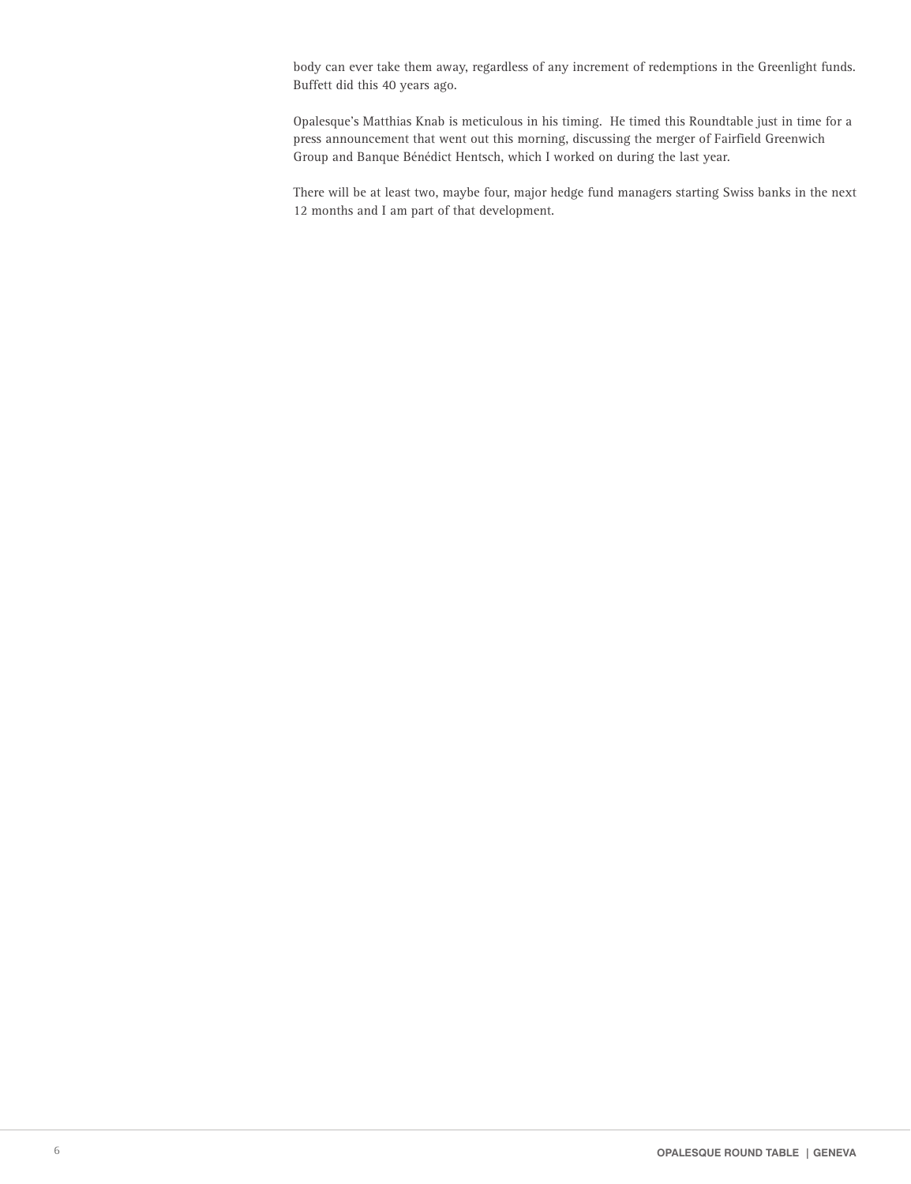body can ever take them away, regardless of any increment of redemptions in the Greenlight funds. Buffett did this 40 years ago.

Opalesque's Matthias Knab is meticulous in his timing. He timed this Roundtable just in time for a press announcement that went out this morning, discussing the merger of Fairfield Greenwich Group and Banque Bénédict Hentsch, which I worked on during the last year.

There will be at least two, maybe four, major hedge fund managers starting Swiss banks in the next 12 months and I am part of that development.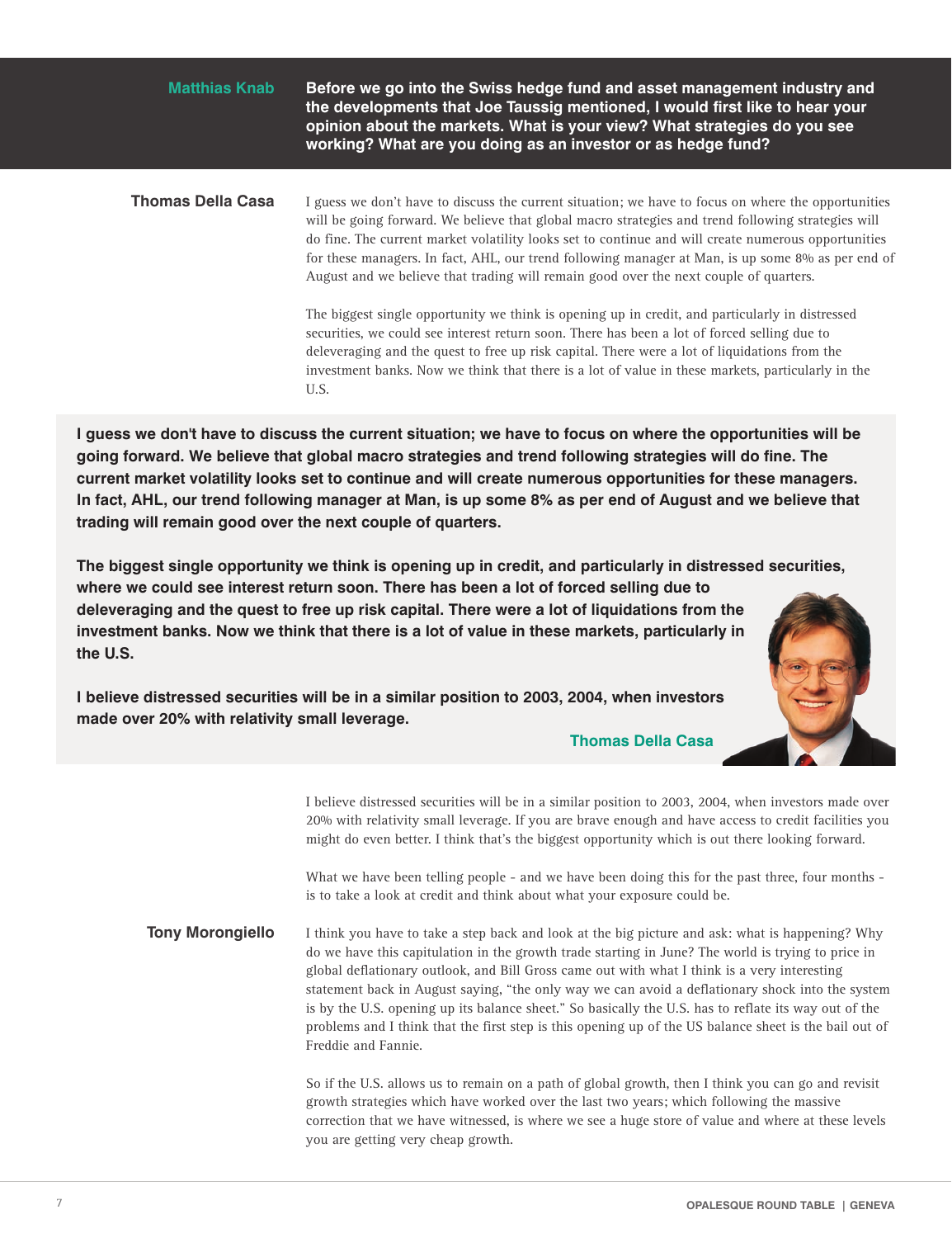**Matthias Knab**: **Before we go into the Swiss hedge fund and asset management industry and the developments that Joe Taussig mentioned, I would first like to hear your opinion about the markets. What is your view? What strategies do you see working? What are you doing as an investor or as hedge fund?**

**Thomas Della Casa**: I guess we don't have to discuss the current situation; we have to focus on where the opportunities will be going forward. We believe that global macro strategies and trend following strategies will do fine. The current market volatility looks set to continue and will create numerous opportunities for these managers. In fact, AHL, our trend following manager at Man, is up some 8% as per end of August and we believe that trading will remain good over the next couple of quarters.

The biggest single opportunity we think is opening up in credit, and particularly in distressed securities, we could see interest return soon. There has been a lot of forced selling due to deleveraging and the quest to free up risk capital. There were a lot of liquidations from the investment banks. Now we think that there is a lot of value in these markets, particularly in the U.S.

> **I guess we don't have to discuss the current situation; we have to focus on where the opportunities will be going forward. We believe that global macro strategies and trend following strategies will do fine. The current market volatility looks set to continue and will create numerous opportunities for these managers. In fact, AHL, our trend following manager at Man, is up some 8% as per end of August and we believe that trading will remain good over the next couple of quarters.**
>
> **The biggest single opportunity we think is opening up in credit, and particularly in distressed securities, where we could see interest return soon. There has been a lot of forced selling due to deleveraging and the quest to free up risk capital. There were a lot of liquidations from the investment banks. Now we think that there is a lot of value in these markets, particularly in the U.S.**
>
> **I believe distressed securities will be in a similar position to 2003, 2004, when investors made over 20% with relativity small leverage.**
>
> **Thomas Della Casa**

I believe distressed securities will be in a similar position to 2003, 2004, when investors made over 20% with relativity small leverage. If you are brave enough and have access to credit facilities you might do even better. I think that's the biggest opportunity which is out there looking forward.

What we have been telling people - and we have been doing this for the past three, four months - is to take a look at credit and think about what your exposure could be.

**Tony Morongiello**: I think you have to take a step back and look at the big picture and ask: what is happening? Why do we have this capitulation in the growth trade starting in June? The world is trying to price in global deflationary outlook, and Bill Gross came out with what I think is a very interesting statement back in August saying, "the only way we can avoid a deflationary shock into the system is by the U.S. opening up its balance sheet." So basically the U.S. has to reflate its way out of the problems and I think that the first step is this opening up of the US balance sheet is the bail out of Freddie and Fannie.

So if the U.S. allows us to remain on a path of global growth, then I think you can go and revisit growth strategies which have worked over the last two years; which following the massive correction that we have witnessed, is where we see a huge store of value and where at these levels you are getting very cheap growth.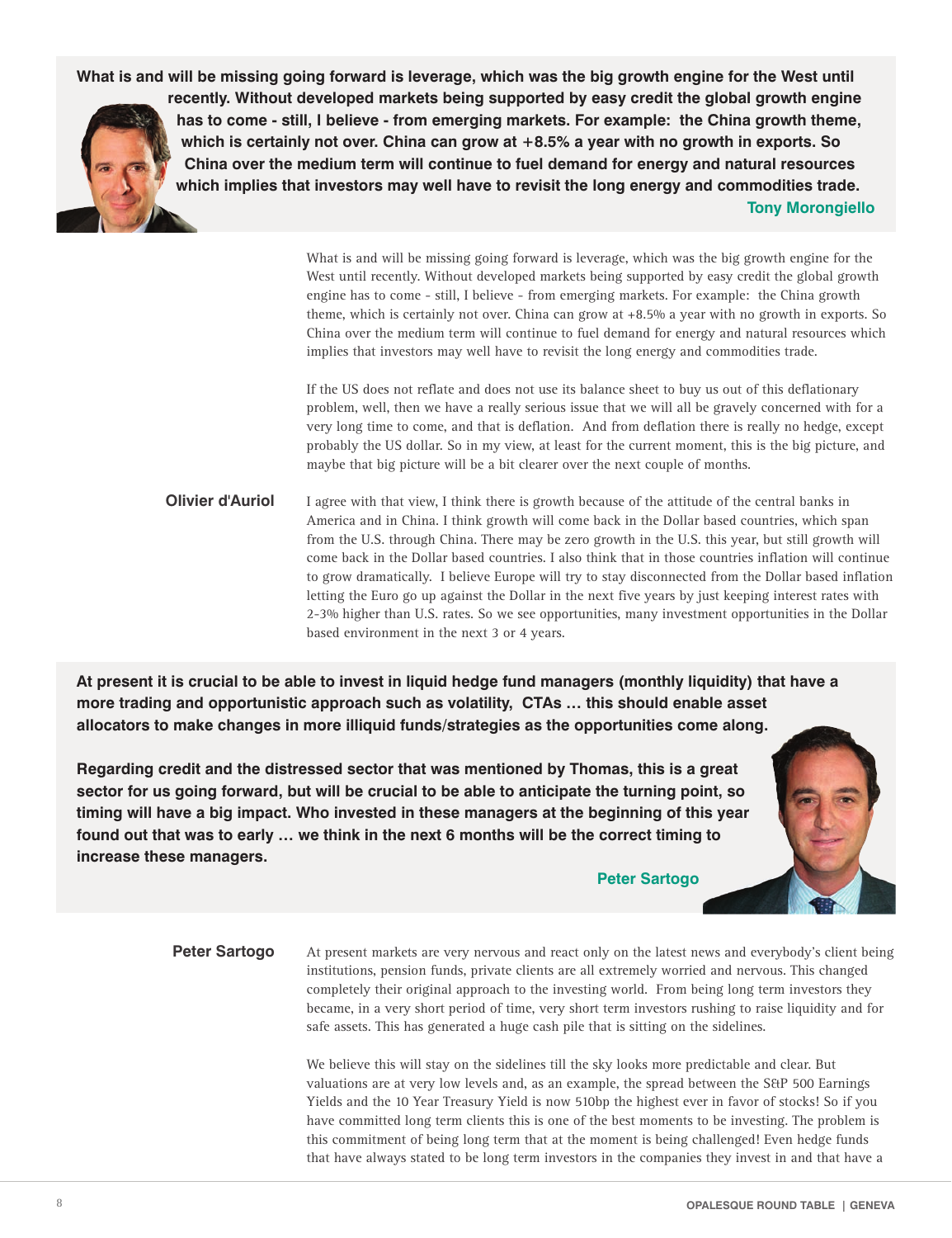> **What is and will be missing going forward is leverage, which was the big growth engine for the West until recently. Without developed markets being supported by easy credit the global growth engine has to come - still, I believe - from emerging markets. For example: the China growth theme, which is certainly not over. China can grow at +8.5% a year with no growth in exports. So China over the medium term will continue to fuel demand for energy and natural resources which implies that investors may well have to revisit the long energy and commodities trade.**
>
> **Tony Morongiello**

What is and will be missing going forward is leverage, which was the big growth engine for the West until recently. Without developed markets being supported by easy credit the global growth engine has to come - still, I believe - from emerging markets. For example: the China growth theme, which is certainly not over. China can grow at +8.5% a year with no growth in exports. So China over the medium term will continue to fuel demand for energy and natural resources which implies that investors may well have to revisit the long energy and commodities trade.

If the US does not reflate and does not use its balance sheet to buy us out of this deflationary problem, well, then we have a really serious issue that we will all be gravely concerned with for a very long time to come, and that is deflation. And from deflation there is really no hedge, except probably the US dollar. So in my view, at least for the current moment, this is the big picture, and maybe that big picture will be a bit clearer over the next couple of months.

**Olivier d'Auriol**

I agree with that view, I think there is growth because of the attitude of the central banks in America and in China. I think growth will come back in the Dollar based countries, which span from the U.S. through China. There may be zero growth in the U.S. this year, but still growth will come back in the Dollar based countries. I also think that in those countries inflation will continue to grow dramatically. I believe Europe will try to stay disconnected from the Dollar based inflation letting the Euro go up against the Dollar in the next five years by just keeping interest rates with 2-3% higher than U.S. rates. So we see opportunities, many investment opportunities in the Dollar based environment in the next 3 or 4 years.

> **At present it is crucial to be able to invest in liquid hedge fund managers (monthly liquidity) that have a more trading and opportunistic approach such as volatility, CTAs … this should enable asset allocators to make changes in more illiquid funds/strategies as the opportunities come along.**
>
> **Regarding credit and the distressed sector that was mentioned by Thomas, this is a great sector for us going forward, but will be crucial to be able to anticipate the turning point, so timing will have a big impact. Who invested in these managers at the beginning of this year found out that was to early … we think in the next 6 months will be the correct timing to increase these managers.**
>
> **Peter Sartogo**

**Peter Sartogo**

At present markets are very nervous and react only on the latest news and everybody's client being institutions, pension funds, private clients are all extremely worried and nervous. This changed completely their original approach to the investing world. From being long term investors they became, in a very short period of time, very short term investors rushing to raise liquidity and for safe assets. This has generated a huge cash pile that is sitting on the sidelines.

We believe this will stay on the sidelines till the sky looks more predictable and clear. But valuations are at very low levels and, as an example, the spread between the S&P 500 Earnings Yields and the 10 Year Treasury Yield is now 510bp the highest ever in favor of stocks! So if you have committed long term clients this is one of the best moments to be investing. The problem is this commitment of being long term that at the moment is being challenged! Even hedge funds that have always stated to be long term investors in the companies they invest in and that have a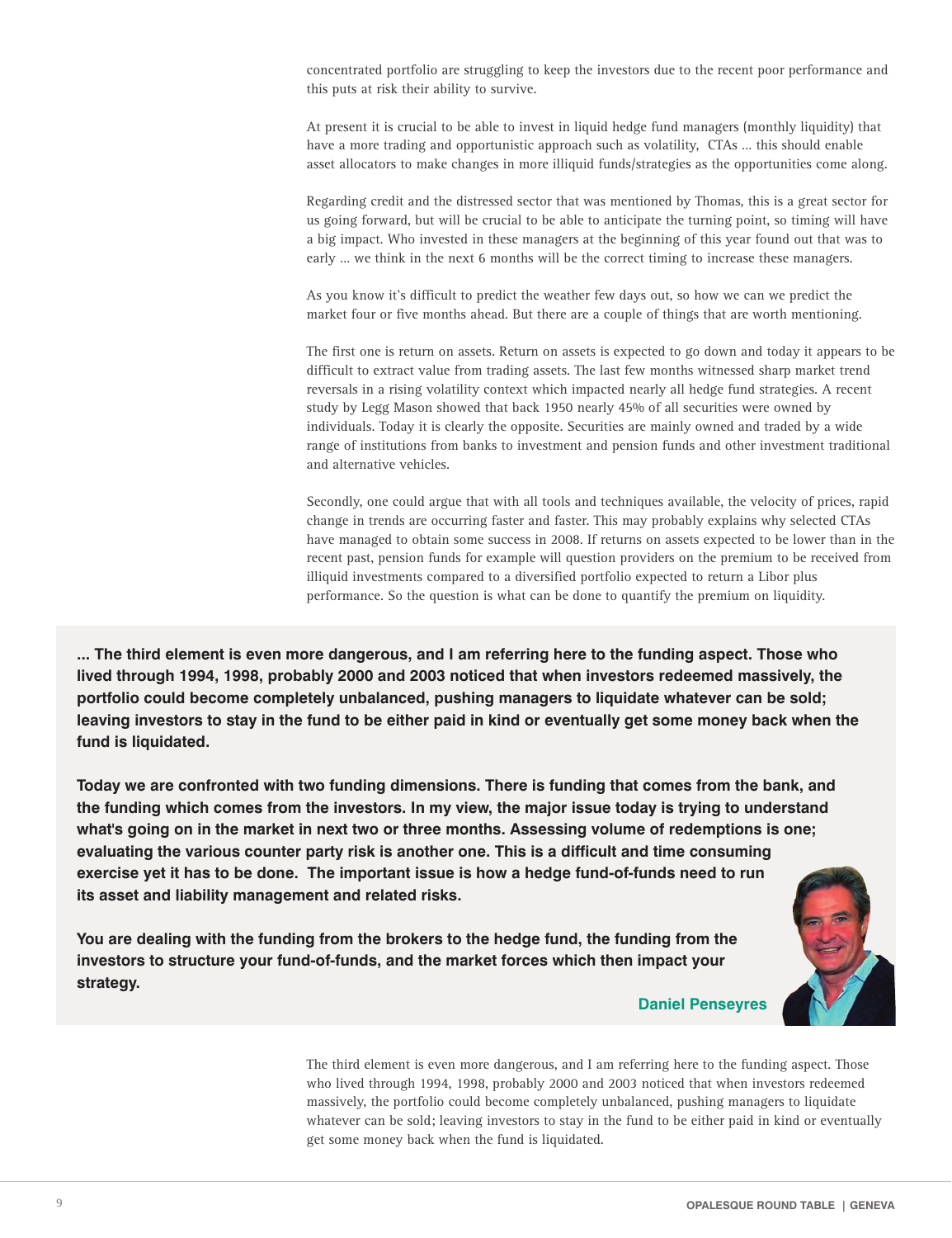concentrated portfolio are struggling to keep the investors due to the recent poor performance and this puts at risk their ability to survive.

At present it is crucial to be able to invest in liquid hedge fund managers (monthly liquidity) that have a more trading and opportunistic approach such as volatility, CTAs … this should enable asset allocators to make changes in more illiquid funds/strategies as the opportunities come along.

Regarding credit and the distressed sector that was mentioned by Thomas, this is a great sector for us going forward, but will be crucial to be able to anticipate the turning point, so timing will have a big impact. Who invested in these managers at the beginning of this year found out that was to early … we think in the next 6 months will be the correct timing to increase these managers.

As you know it's difficult to predict the weather few days out, so how we can we predict the market four or five months ahead. But there are a couple of things that are worth mentioning.

The first one is return on assets. Return on assets is expected to go down and today it appears to be difficult to extract value from trading assets. The last few months witnessed sharp market trend reversals in a rising volatility context which impacted nearly all hedge fund strategies. A recent study by Legg Mason showed that back 1950 nearly 45% of all securities were owned by individuals. Today it is clearly the opposite. Securities are mainly owned and traded by a wide range of institutions from banks to investment and pension funds and other investment traditional and alternative vehicles.

Secondly, one could argue that with all tools and techniques available, the velocity of prices, rapid change in trends are occurring faster and faster. This may probably explains why selected CTAs have managed to obtain some success in 2008. If returns on assets expected to be lower than in the recent past, pension funds for example will question providers on the premium to be received from illiquid investments compared to a diversified portfolio expected to return a Libor plus performance. So the question is what can be done to quantify the premium on liquidity.

> **... The third element is even more dangerous, and I am referring here to the funding aspect. Those who lived through 1994, 1998, probably 2000 and 2003 noticed that when investors redeemed massively, the portfolio could become completely unbalanced, pushing managers to liquidate whatever can be sold; leaving investors to stay in the fund to be either paid in kind or eventually get some money back when the fund is liquidated.**
>
> **Today we are confronted with two funding dimensions. There is funding that comes from the bank, and the funding which comes from the investors. In my view, the major issue today is trying to understand what's going on in the market in next two or three months. Assessing volume of redemptions is one; evaluating the various counter party risk is another one. This is a difficult and time consuming exercise yet it has to be done. The important issue is how a hedge fund-of-funds need to run its asset and liability management and related risks.**
>
> **You are dealing with the funding from the brokers to the hedge fund, the funding from the investors to structure your fund-of-funds, and the market forces which then impact your strategy.**
>
> **Daniel Penseyres**

The third element is even more dangerous, and I am referring here to the funding aspect. Those who lived through 1994, 1998, probably 2000 and 2003 noticed that when investors redeemed massively, the portfolio could become completely unbalanced, pushing managers to liquidate whatever can be sold; leaving investors to stay in the fund to be either paid in kind or eventually get some money back when the fund is liquidated.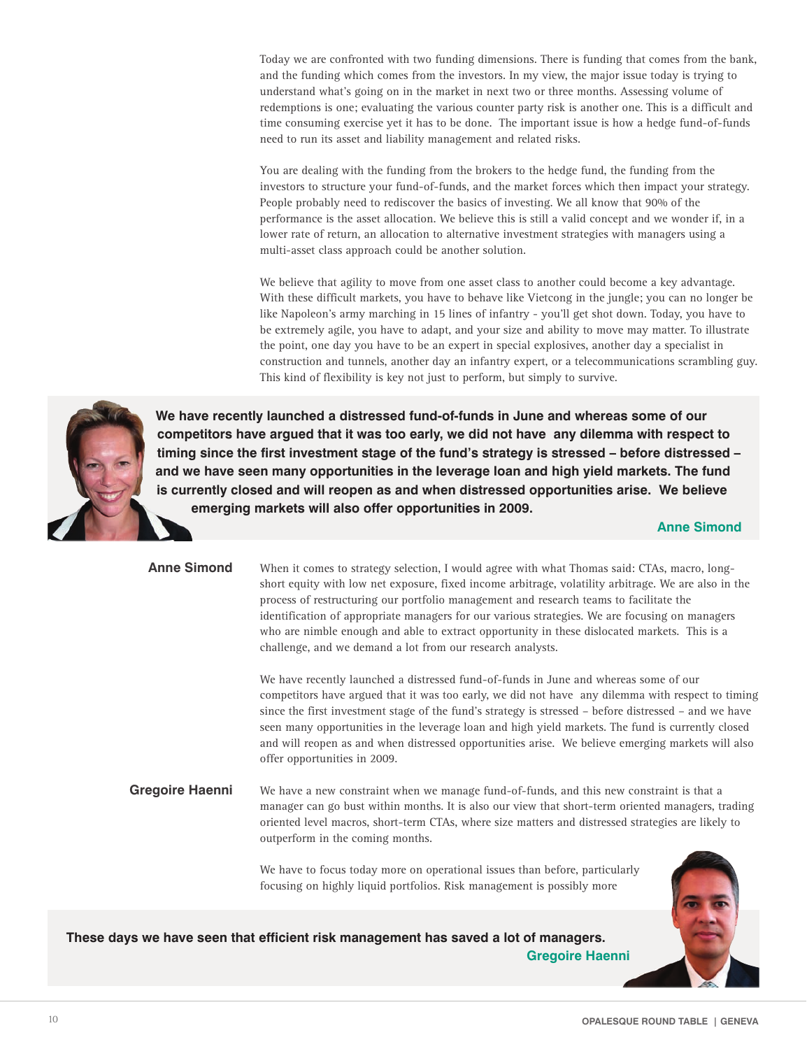Today we are confronted with two funding dimensions. There is funding that comes from the bank, and the funding which comes from the investors. In my view, the major issue today is trying to understand what's going on in the market in next two or three months. Assessing volume of redemptions is one; evaluating the various counter party risk is another one. This is a difficult and time consuming exercise yet it has to be done. The important issue is how a hedge fund-of-funds need to run its asset and liability management and related risks.

You are dealing with the funding from the brokers to the hedge fund, the funding from the investors to structure your fund-of-funds, and the market forces which then impact your strategy. People probably need to rediscover the basics of investing. We all know that 90% of the performance is the asset allocation. We believe this is still a valid concept and we wonder if, in a lower rate of return, an allocation to alternative investment strategies with managers using a multi-asset class approach could be another solution.

We believe that agility to move from one asset class to another could become a key advantage. With these difficult markets, you have to behave like Vietcong in the jungle; you can no longer be like Napoleon's army marching in 15 lines of infantry - you'll get shot down. Today, you have to be extremely agile, you have to adapt, and your size and ability to move may matter. To illustrate the point, one day you have to be an expert in special explosives, another day a specialist in construction and tunnels, another day an infantry expert, or a telecommunications scrambling guy. This kind of flexibility is key not just to perform, but simply to survive.

> **We have recently launched a distressed fund-of-funds in June and whereas some of our competitors have argued that it was too early, we did not have any dilemma with respect to timing since the first investment stage of the fund's strategy is stressed – before distressed – and we have seen many opportunities in the leverage loan and high yield markets. The fund is currently closed and will reopen as and when distressed opportunities arise. We believe emerging markets will also offer opportunities in 2009.**
>
> **Anne Simond**

**Anne Simond** When it comes to strategy selection, I would agree with what Thomas said: CTAs, macro, long-short equity with low net exposure, fixed income arbitrage, volatility arbitrage. We are also in the process of restructuring our portfolio management and research teams to facilitate the identification of appropriate managers for our various strategies. We are focusing on managers who are nimble enough and able to extract opportunity in these dislocated markets. This is a challenge, and we demand a lot from our research analysts.

We have recently launched a distressed fund-of-funds in June and whereas some of our competitors have argued that it was too early, we did not have any dilemma with respect to timing since the first investment stage of the fund's strategy is stressed – before distressed – and we have seen many opportunities in the leverage loan and high yield markets. The fund is currently closed and will reopen as and when distressed opportunities arise. We believe emerging markets will also offer opportunities in 2009.

**Gregoire Haenni** We have a new constraint when we manage fund-of-funds, and this new constraint is that a manager can go bust within months. It is also our view that short-term oriented managers, trading oriented level macros, short-term CTAs, where size matters and distressed strategies are likely to outperform in the coming months.

We have to focus today more on operational issues than before, particularly focusing on highly liquid portfolios. Risk management is possibly more

> **These days we have seen that efficient risk management has saved a lot of managers.**
>
> **Gregoire Haenni**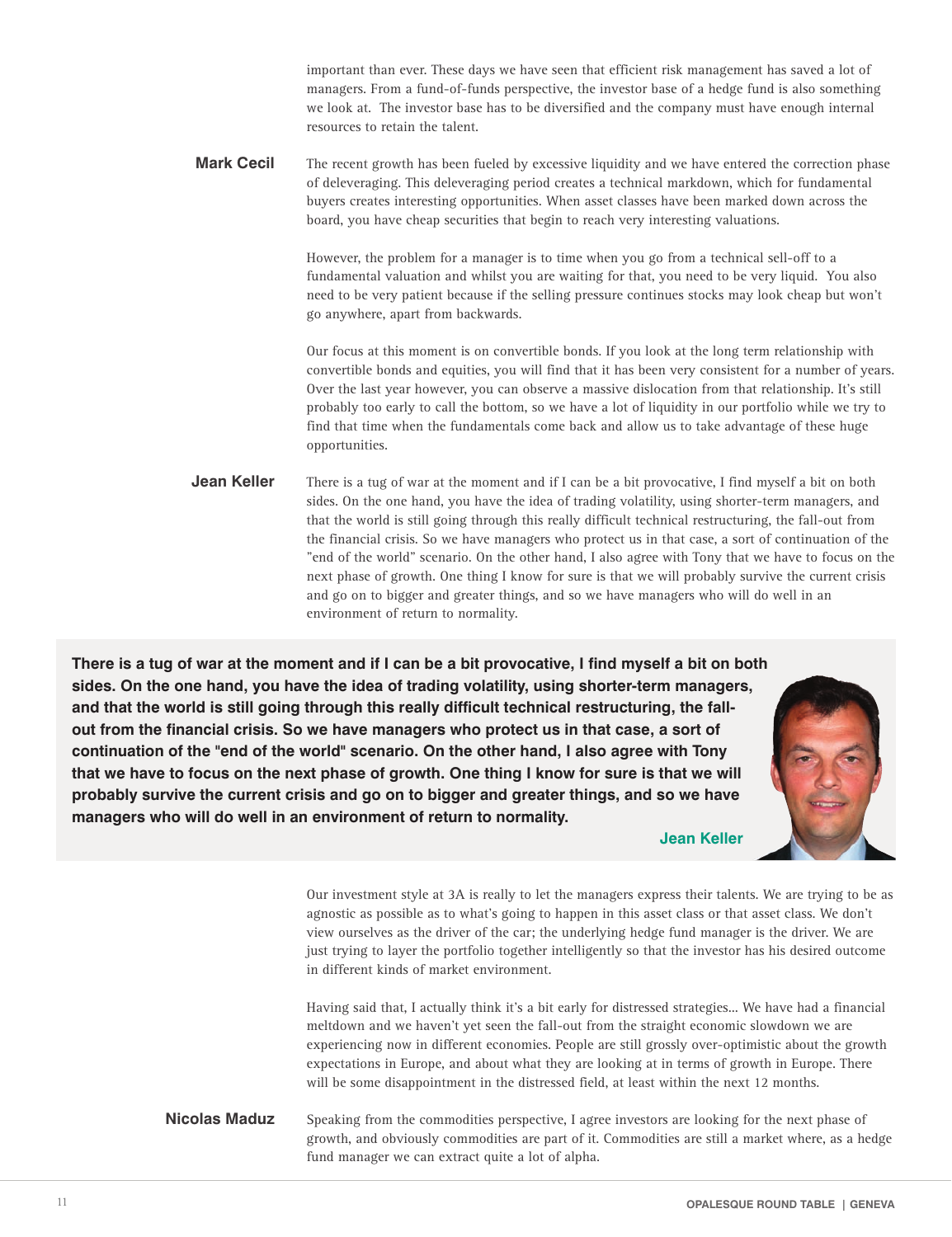important than ever. These days we have seen that efficient risk management has saved a lot of managers. From a fund-of-funds perspective, the investor base of a hedge fund is also something we look at. The investor base has to be diversified and the company must have enough internal resources to retain the talent.

**Mark Cecil** The recent growth has been fueled by excessive liquidity and we have entered the correction phase of deleveraging. This deleveraging period creates a technical markdown, which for fundamental buyers creates interesting opportunities. When asset classes have been marked down across the board, you have cheap securities that begin to reach very interesting valuations.

However, the problem for a manager is to time when you go from a technical sell-off to a fundamental valuation and whilst you are waiting for that, you need to be very liquid. You also need to be very patient because if the selling pressure continues stocks may look cheap but won't go anywhere, apart from backwards.

Our focus at this moment is on convertible bonds. If you look at the long term relationship with convertible bonds and equities, you will find that it has been very consistent for a number of years. Over the last year however, you can observe a massive dislocation from that relationship. It's still probably too early to call the bottom, so we have a lot of liquidity in our portfolio while we try to find that time when the fundamentals come back and allow us to take advantage of these huge opportunities.

**Jean Keller** There is a tug of war at the moment and if I can be a bit provocative, I find myself a bit on both sides. On the one hand, you have the idea of trading volatility, using shorter-term managers, and that the world is still going through this really difficult technical restructuring, the fall-out from the financial crisis. So we have managers who protect us in that case, a sort of continuation of the "end of the world" scenario. On the other hand, I also agree with Tony that we have to focus on the next phase of growth. One thing I know for sure is that we will probably survive the current crisis and go on to bigger and greater things, and so we have managers who will do well in an environment of return to normality.

> **There is a tug of war at the moment and if I can be a bit provocative, I find myself a bit on both sides. On the one hand, you have the idea of trading volatility, using shorter-term managers, and that the world is still going through this really difficult technical restructuring, the fall-out from the financial crisis. So we have managers who protect us in that case, a sort of continuation of the "end of the world" scenario. On the other hand, I also agree with Tony that we have to focus on the next phase of growth. One thing I know for sure is that we will probably survive the current crisis and go on to bigger and greater things, and so we have managers who will do well in an environment of return to normality.**
>
> **Jean Keller**

Our investment style at 3A is really to let the managers express their talents. We are trying to be as agnostic as possible as to what's going to happen in this asset class or that asset class. We don't view ourselves as the driver of the car; the underlying hedge fund manager is the driver. We are just trying to layer the portfolio together intelligently so that the investor has his desired outcome in different kinds of market environment.

Having said that, I actually think it's a bit early for distressed strategies... We have had a financial meltdown and we haven't yet seen the fall-out from the straight economic slowdown we are experiencing now in different economies. People are still grossly over-optimistic about the growth expectations in Europe, and about what they are looking at in terms of growth in Europe. There will be some disappointment in the distressed field, at least within the next 12 months.

**Nicolas Maduz** Speaking from the commodities perspective, I agree investors are looking for the next phase of growth, and obviously commodities are part of it. Commodities are still a market where, as a hedge fund manager we can extract quite a lot of alpha.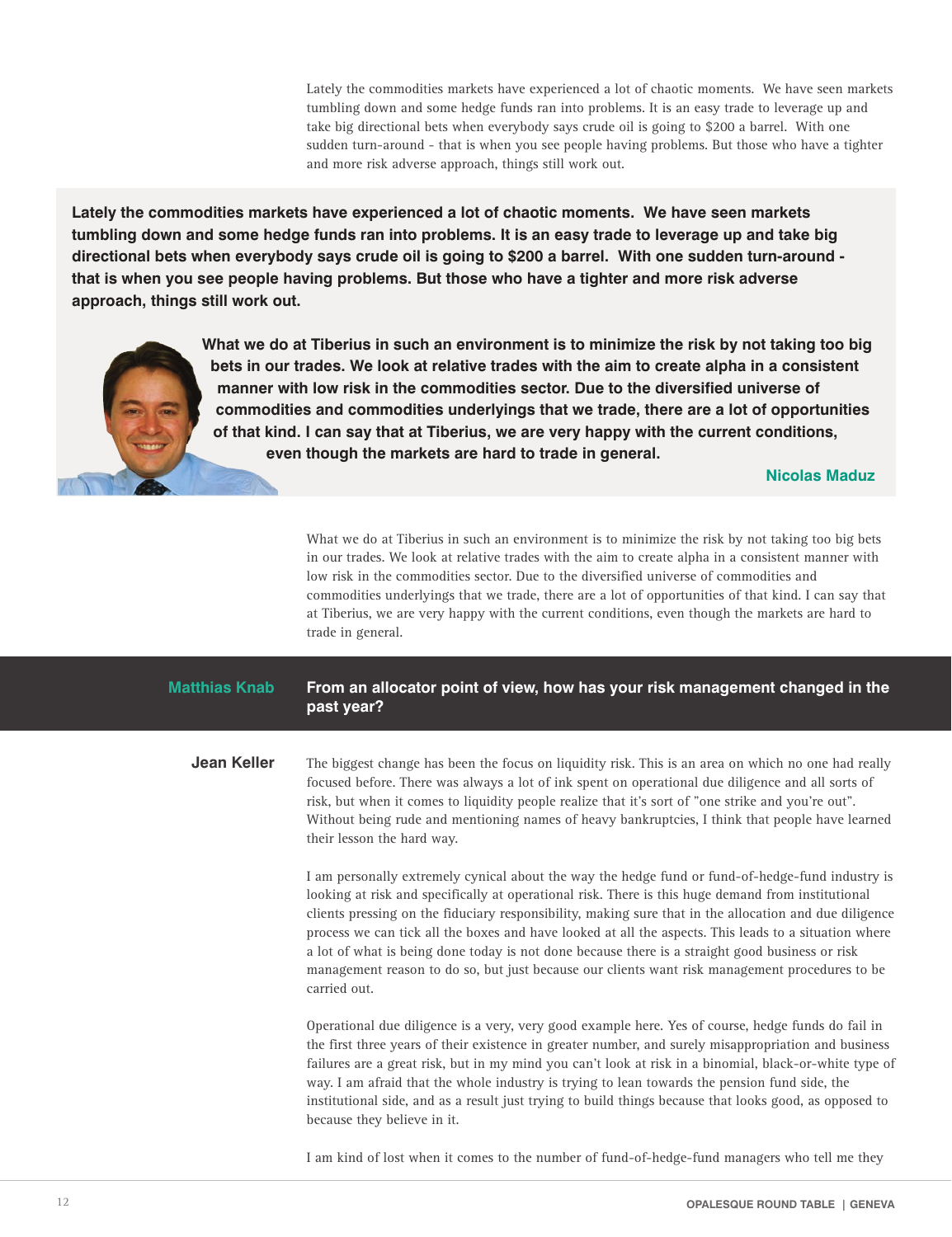Lately the commodities markets have experienced a lot of chaotic moments. We have seen markets tumbling down and some hedge funds ran into problems. It is an easy trade to leverage up and take big directional bets when everybody says crude oil is going to $200 a barrel. With one sudden turn-around - that is when you see people having problems. But those who have a tighter and more risk adverse approach, things still work out.

**Lately the commodities markets have experienced a lot of chaotic moments. We have seen markets tumbling down and some hedge funds ran into problems. It is an easy trade to leverage up and take big directional bets when everybody says crude oil is going to $200 a barrel. With one sudden turn-around - that is when you see people having problems. But those who have a tighter and more risk adverse approach, things still work out.**

**What we do at Tiberius in such an environment is to minimize the risk by not taking too big bets in our trades. We look at relative trades with the aim to create alpha in a consistent manner with low risk in the commodities sector. Due to the diversified universe of commodities and commodities underlyings that we trade, there are a lot of opportunities of that kind. I can say that at Tiberius, we are very happy with the current conditions, even though the markets are hard to trade in general.**

**Nicolas Maduz**

What we do at Tiberius in such an environment is to minimize the risk by not taking too big bets in our trades. We look at relative trades with the aim to create alpha in a consistent manner with low risk in the commodities sector. Due to the diversified universe of commodities and commodities underlyings that we trade, there are a lot of opportunities of that kind. I can say that at Tiberius, we are very happy with the current conditions, even though the markets are hard to trade in general.

**Matthias Knab** **From an allocator point of view, how has your risk management changed in the past year?**

**Jean Keller** The biggest change has been the focus on liquidity risk. This is an area on which no one had really focused before. There was always a lot of ink spent on operational due diligence and all sorts of risk, but when it comes to liquidity people realize that it's sort of "one strike and you're out". Without being rude and mentioning names of heavy bankruptcies, I think that people have learned their lesson the hard way.

I am personally extremely cynical about the way the hedge fund or fund-of-hedge-fund industry is looking at risk and specifically at operational risk. There is this huge demand from institutional clients pressing on the fiduciary responsibility, making sure that in the allocation and due diligence process we can tick all the boxes and have looked at all the aspects. This leads to a situation where a lot of what is being done today is not done because there is a straight good business or risk management reason to do so, but just because our clients want risk management procedures to be carried out.

Operational due diligence is a very, very good example here. Yes of course, hedge funds do fail in the first three years of their existence in greater number, and surely misappropriation and business failures are a great risk, but in my mind you can't look at risk in a binomial, black-or-white type of way. I am afraid that the whole industry is trying to lean towards the pension fund side, the institutional side, and as a result just trying to build things because that looks good, as opposed to because they believe in it.

I am kind of lost when it comes to the number of fund-of-hedge-fund managers who tell me they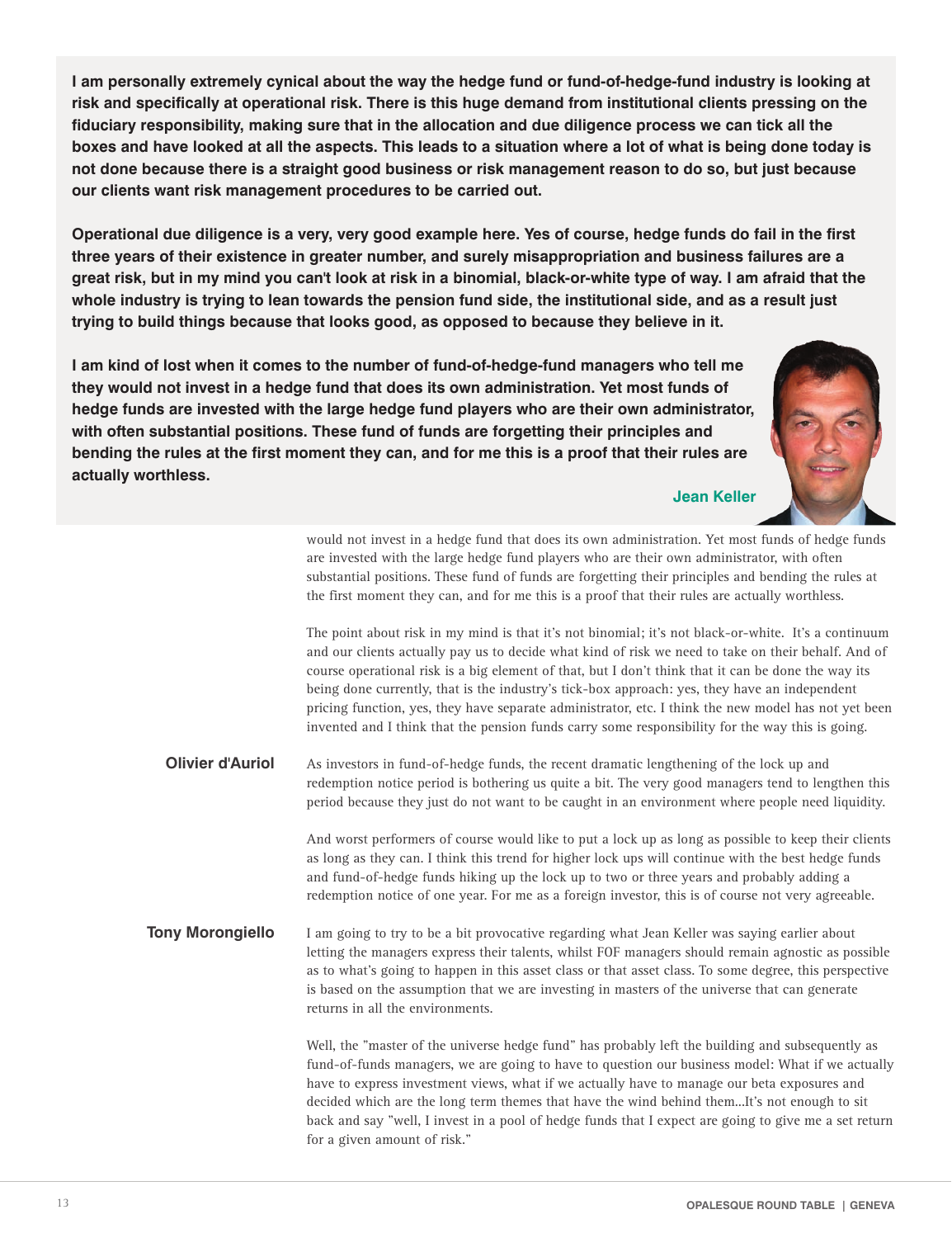**I am personally extremely cynical about the way the hedge fund or fund-of-hedge-fund industry is looking at risk and specifically at operational risk. There is this huge demand from institutional clients pressing on the fiduciary responsibility, making sure that in the allocation and due diligence process we can tick all the boxes and have looked at all the aspects. This leads to a situation where a lot of what is being done today is not done because there is a straight good business or risk management reason to do so, but just because our clients want risk management procedures to be carried out.**

**Operational due diligence is a very, very good example here. Yes of course, hedge funds do fail in the first three years of their existence in greater number, and surely misappropriation and business failures are a great risk, but in my mind you can't look at risk in a binomial, black-or-white type of way. I am afraid that the whole industry is trying to lean towards the pension fund side, the institutional side, and as a result just trying to build things because that looks good, as opposed to because they believe in it.**

**I am kind of lost when it comes to the number of fund-of-hedge-fund managers who tell me they would not invest in a hedge fund that does its own administration. Yet most funds of hedge funds are invested with the large hedge fund players who are their own administrator, with often substantial positions. These fund of funds are forgetting their principles and bending the rules at the first moment they can, and for me this is a proof that their rules are actually worthless.**

**Jean Keller**

would not invest in a hedge fund that does its own administration. Yet most funds of hedge funds are invested with the large hedge fund players who are their own administrator, with often substantial positions. These fund of funds are forgetting their principles and bending the rules at the first moment they can, and for me this is a proof that their rules are actually worthless.

The point about risk in my mind is that it's not binomial; it's not black-or-white. It's a continuum and our clients actually pay us to decide what kind of risk we need to take on their behalf. And of course operational risk is a big element of that, but I don't think that it can be done the way its being done currently, that is the industry's tick-box approach: yes, they have an independent pricing function, yes, they have separate administrator, etc. I think the new model has not yet been invented and I think that the pension funds carry some responsibility for the way this is going.

**Olivier d'Auriol**

As investors in fund-of-hedge funds, the recent dramatic lengthening of the lock up and redemption notice period is bothering us quite a bit. The very good managers tend to lengthen this period because they just do not want to be caught in an environment where people need liquidity.

And worst performers of course would like to put a lock up as long as possible to keep their clients as long as they can. I think this trend for higher lock ups will continue with the best hedge funds and fund-of-hedge funds hiking up the lock up to two or three years and probably adding a redemption notice of one year. For me as a foreign investor, this is of course not very agreeable.

**Tony Morongiello**

I am going to try to be a bit provocative regarding what Jean Keller was saying earlier about letting the managers express their talents, whilst FOF managers should remain agnostic as possible as to what's going to happen in this asset class or that asset class. To some degree, this perspective is based on the assumption that we are investing in masters of the universe that can generate returns in all the environments.

Well, the "master of the universe hedge fund" has probably left the building and subsequently as fund-of-funds managers, we are going to have to question our business model: What if we actually have to express investment views, what if we actually have to manage our beta exposures and decided which are the long term themes that have the wind behind them...It's not enough to sit back and say "well, I invest in a pool of hedge funds that I expect are going to give me a set return for a given amount of risk."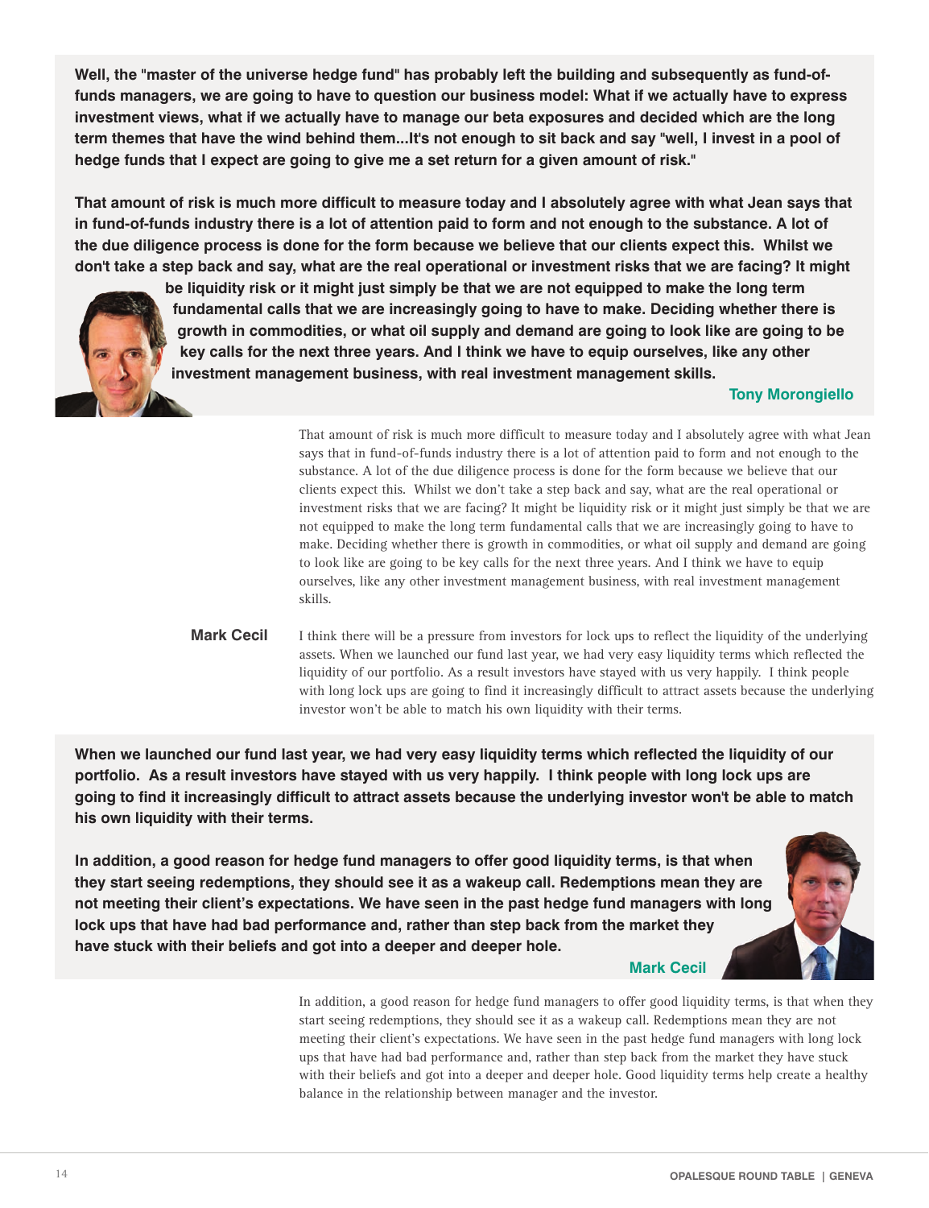**Well, the "master of the universe hedge fund" has probably left the building and subsequently as fund-of-funds managers, we are going to have to question our business model: What if we actually have to express investment views, what if we actually have to manage our beta exposures and decided which are the long term themes that have the wind behind them...It's not enough to sit back and say "well, I invest in a pool of hedge funds that I expect are going to give me a set return for a given amount of risk."**

**That amount of risk is much more difficult to measure today and I absolutely agree with what Jean says that in fund-of-funds industry there is a lot of attention paid to form and not enough to the substance. A lot of the due diligence process is done for the form because we believe that our clients expect this. Whilst we don't take a step back and say, what are the real operational or investment risks that we are facing? It might be liquidity risk or it might just simply be that we are not equipped to make the long term fundamental calls that we are increasingly going to have to make. Deciding whether there is growth in commodities, or what oil supply and demand are going to look like are going to be key calls for the next three years. And I think we have to equip ourselves, like any other investment management business, with real investment management skills.**

**Tony Morongiello**

That amount of risk is much more difficult to measure today and I absolutely agree with what Jean says that in fund-of-funds industry there is a lot of attention paid to form and not enough to the substance. A lot of the due diligence process is done for the form because we believe that our clients expect this. Whilst we don't take a step back and say, what are the real operational or investment risks that we are facing? It might be liquidity risk or it might just simply be that we are not equipped to make the long term fundamental calls that we are increasingly going to have to make. Deciding whether there is growth in commodities, or what oil supply and demand are going to look like are going to be key calls for the next three years. And I think we have to equip ourselves, like any other investment management business, with real investment management skills.

**Mark Cecil** I think there will be a pressure from investors for lock ups to reflect the liquidity of the underlying assets. When we launched our fund last year, we had very easy liquidity terms which reflected the liquidity of our portfolio. As a result investors have stayed with us very happily. I think people with long lock ups are going to find it increasingly difficult to attract assets because the underlying investor won't be able to match his own liquidity with their terms.

**When we launched our fund last year, we had very easy liquidity terms which reflected the liquidity of our portfolio. As a result investors have stayed with us very happily. I think people with long lock ups are going to find it increasingly difficult to attract assets because the underlying investor won't be able to match his own liquidity with their terms.**

**In addition, a good reason for hedge fund managers to offer good liquidity terms, is that when they start seeing redemptions, they should see it as a wakeup call. Redemptions mean they are not meeting their client's expectations. We have seen in the past hedge fund managers with long lock ups that have had bad performance and, rather than step back from the market they have stuck with their beliefs and got into a deeper and deeper hole.**

**Mark Cecil**

In addition, a good reason for hedge fund managers to offer good liquidity terms, is that when they start seeing redemptions, they should see it as a wakeup call. Redemptions mean they are not meeting their client's expectations. We have seen in the past hedge fund managers with long lock ups that have had bad performance and, rather than step back from the market they have stuck with their beliefs and got into a deeper and deeper hole. Good liquidity terms help create a healthy balance in the relationship between manager and the investor.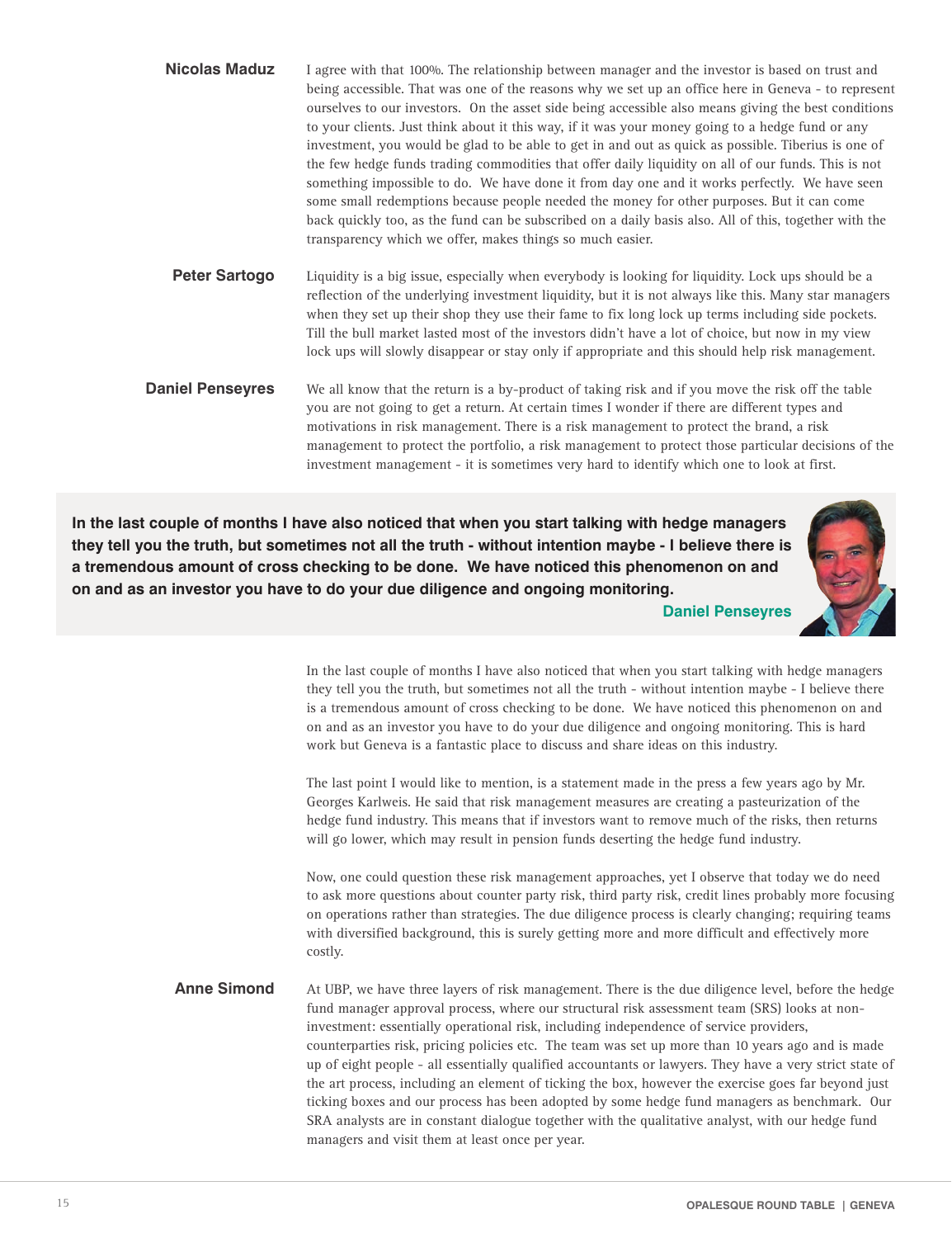**Nicolas Maduz**

I agree with that 100%. The relationship between manager and the investor is based on trust and being accessible. That was one of the reasons why we set up an office here in Geneva - to represent ourselves to our investors. On the asset side being accessible also means giving the best conditions to your clients. Just think about it this way, if it was your money going to a hedge fund or any investment, you would be glad to be able to get in and out as quick as possible. Tiberius is one of the few hedge funds trading commodities that offer daily liquidity on all of our funds. This is not something impossible to do. We have done it from day one and it works perfectly. We have seen some small redemptions because people needed the money for other purposes. But it can come back quickly too, as the fund can be subscribed on a daily basis also. All of this, together with the transparency which we offer, makes things so much easier.

**Peter Sartogo**

Liquidity is a big issue, especially when everybody is looking for liquidity. Lock ups should be a reflection of the underlying investment liquidity, but it is not always like this. Many star managers when they set up their shop they use their fame to fix long lock up terms including side pockets. Till the bull market lasted most of the investors didn't have a lot of choice, but now in my view lock ups will slowly disappear or stay only if appropriate and this should help risk management.

**Daniel Penseyres**

We all know that the return is a by-product of taking risk and if you move the risk off the table you are not going to get a return. At certain times I wonder if there are different types and motivations in risk management. There is a risk management to protect the brand, a risk management to protect the portfolio, a risk management to protect those particular decisions of the investment management - it is sometimes very hard to identify which one to look at first.

> **In the last couple of months I have also noticed that when you start talking with hedge managers they tell you the truth, but sometimes not all the truth - without intention maybe - I believe there is a tremendous amount of cross checking to be done. We have noticed this phenomenon on and on and as an investor you have to do your due diligence and ongoing monitoring.**
>
> **Daniel Penseyres**

In the last couple of months I have also noticed that when you start talking with hedge managers they tell you the truth, but sometimes not all the truth - without intention maybe - I believe there is a tremendous amount of cross checking to be done. We have noticed this phenomenon on and on and as an investor you have to do your due diligence and ongoing monitoring. This is hard work but Geneva is a fantastic place to discuss and share ideas on this industry.

The last point I would like to mention, is a statement made in the press a few years ago by Mr. Georges Karlweis. He said that risk management measures are creating a pasteurization of the hedge fund industry. This means that if investors want to remove much of the risks, then returns will go lower, which may result in pension funds deserting the hedge fund industry.

Now, one could question these risk management approaches, yet I observe that today we do need to ask more questions about counter party risk, third party risk, credit lines probably more focusing on operations rather than strategies. The due diligence process is clearly changing; requiring teams with diversified background, this is surely getting more and more difficult and effectively more costly.

**Anne Simond**

At UBP, we have three layers of risk management. There is the due diligence level, before the hedge fund manager approval process, where our structural risk assessment team (SRS) looks at non-investment: essentially operational risk, including independence of service providers, counterparties risk, pricing policies etc. The team was set up more than 10 years ago and is made up of eight people - all essentially qualified accountants or lawyers. They have a very strict state of the art process, including an element of ticking the box, however the exercise goes far beyond just ticking boxes and our process has been adopted by some hedge fund managers as benchmark. Our SRA analysts are in constant dialogue together with the qualitative analyst, with our hedge fund managers and visit them at least once per year.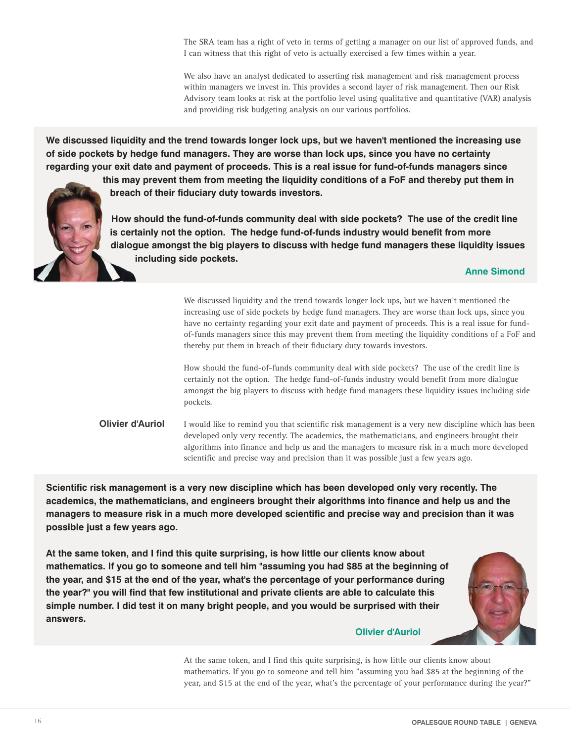The SRA team has a right of veto in terms of getting a manager on our list of approved funds, and I can witness that this right of veto is actually exercised a few times within a year.

We also have an analyst dedicated to asserting risk management and risk management process within managers we invest in. This provides a second layer of risk management. Then our Risk Advisory team looks at risk at the portfolio level using qualitative and quantitative (VAR) analysis and providing risk budgeting analysis on our various portfolios.

**We discussed liquidity and the trend towards longer lock ups, but we haven't mentioned the increasing use of side pockets by hedge fund managers. They are worse than lock ups, since you have no certainty regarding your exit date and payment of proceeds. This is a real issue for fund-of-funds managers since this may prevent them from meeting the liquidity conditions of a FoF and thereby put them in breach of their fiduciary duty towards investors.**

**How should the fund-of-funds community deal with side pockets? The use of the credit line is certainly not the option. The hedge fund-of-funds industry would benefit from more dialogue amongst the big players to discuss with hedge fund managers these liquidity issues including side pockets.**

**Anne Simond**

We discussed liquidity and the trend towards longer lock ups, but we haven't mentioned the increasing use of side pockets by hedge fund managers. They are worse than lock ups, since you have no certainty regarding your exit date and payment of proceeds. This is a real issue for fund-of-funds managers since this may prevent them from meeting the liquidity conditions of a FoF and thereby put them in breach of their fiduciary duty towards investors.

How should the fund-of-funds community deal with side pockets? The use of the credit line is certainly not the option. The hedge fund-of-funds industry would benefit from more dialogue amongst the big players to discuss with hedge fund managers these liquidity issues including side pockets.

**Olivier d'Auriol** I would like to remind you that scientific risk management is a very new discipline which has been developed only very recently. The academics, the mathematicians, and engineers brought their algorithms into finance and help us and the managers to measure risk in a much more developed scientific and precise way and precision than it was possible just a few years ago.

**Scientific risk management is a very new discipline which has been developed only very recently. The academics, the mathematicians, and engineers brought their algorithms into finance and help us and the managers to measure risk in a much more developed scientific and precise way and precision than it was possible just a few years ago.**

**At the same token, and I find this quite surprising, is how little our clients know about mathematics. If you go to someone and tell him "assuming you had $85 at the beginning of the year, and $15 at the end of the year, what's the percentage of your performance during the year?" you will find that few institutional and private clients are able to calculate this simple number. I did test it on many bright people, and you would be surprised with their answers.**

**Olivier d'Auriol**

At the same token, and I find this quite surprising, is how little our clients know about mathematics. If you go to someone and tell him "assuming you had $85 at the beginning of the year, and $15 at the end of the year, what's the percentage of your performance during the year?"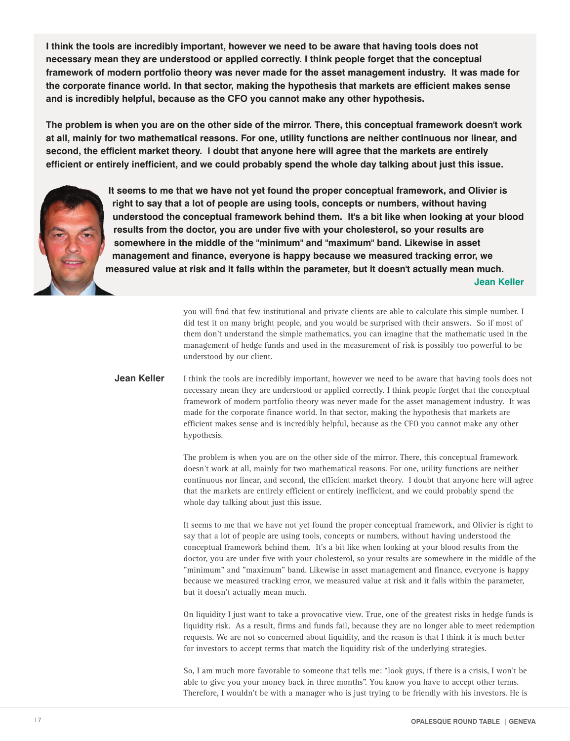**I think the tools are incredibly important, however we need to be aware that having tools does not necessary mean they are understood or applied correctly. I think people forget that the conceptual framework of modern portfolio theory was never made for the asset management industry. It was made for the corporate finance world. In that sector, making the hypothesis that markets are efficient makes sense and is incredibly helpful, because as the CFO you cannot make any other hypothesis.**

**The problem is when you are on the other side of the mirror. There, this conceptual framework doesn't work at all, mainly for two mathematical reasons. For one, utility functions are neither continuous nor linear, and second, the efficient market theory. I doubt that anyone here will agree that the markets are entirely efficient or entirely inefficient, and we could probably spend the whole day talking about just this issue.**

**It seems to me that we have not yet found the proper conceptual framework, and Olivier is right to say that a lot of people are using tools, concepts or numbers, without having understood the conceptual framework behind them. It's a bit like when looking at your blood results from the doctor, you are under five with your cholesterol, so your results are somewhere in the middle of the "minimum" and "maximum" band. Likewise in asset management and finance, everyone is happy because we measured tracking error, we measured value at risk and it falls within the parameter, but it doesn't actually mean much.**

**Jean Keller**

you will find that few institutional and private clients are able to calculate this simple number. I did test it on many bright people, and you would be surprised with their answers. So if most of them don't understand the simple mathematics, you can imagine that the mathematic used in the management of hedge funds and used in the measurement of risk is possibly too powerful to be understood by our client.

**Jean Keller** I think the tools are incredibly important, however we need to be aware that having tools does not necessary mean they are understood or applied correctly. I think people forget that the conceptual framework of modern portfolio theory was never made for the asset management industry. It was made for the corporate finance world. In that sector, making the hypothesis that markets are efficient makes sense and is incredibly helpful, because as the CFO you cannot make any other hypothesis.

The problem is when you are on the other side of the mirror. There, this conceptual framework doesn't work at all, mainly for two mathematical reasons. For one, utility functions are neither continuous nor linear, and second, the efficient market theory. I doubt that anyone here will agree that the markets are entirely efficient or entirely inefficient, and we could probably spend the whole day talking about just this issue.

It seems to me that we have not yet found the proper conceptual framework, and Olivier is right to say that a lot of people are using tools, concepts or numbers, without having understood the conceptual framework behind them. It's a bit like when looking at your blood results from the doctor, you are under five with your cholesterol, so your results are somewhere in the middle of the "minimum" and "maximum" band. Likewise in asset management and finance, everyone is happy because we measured tracking error, we measured value at risk and it falls within the parameter, but it doesn't actually mean much.

On liquidity I just want to take a provocative view. True, one of the greatest risks in hedge funds is liquidity risk. As a result, firms and funds fail, because they are no longer able to meet redemption requests. We are not so concerned about liquidity, and the reason is that I think it is much better for investors to accept terms that match the liquidity risk of the underlying strategies.

So, I am much more favorable to someone that tells me: "look guys, if there is a crisis, I won't be able to give you your money back in three months". You know you have to accept other terms. Therefore, I wouldn't be with a manager who is just trying to be friendly with his investors. He is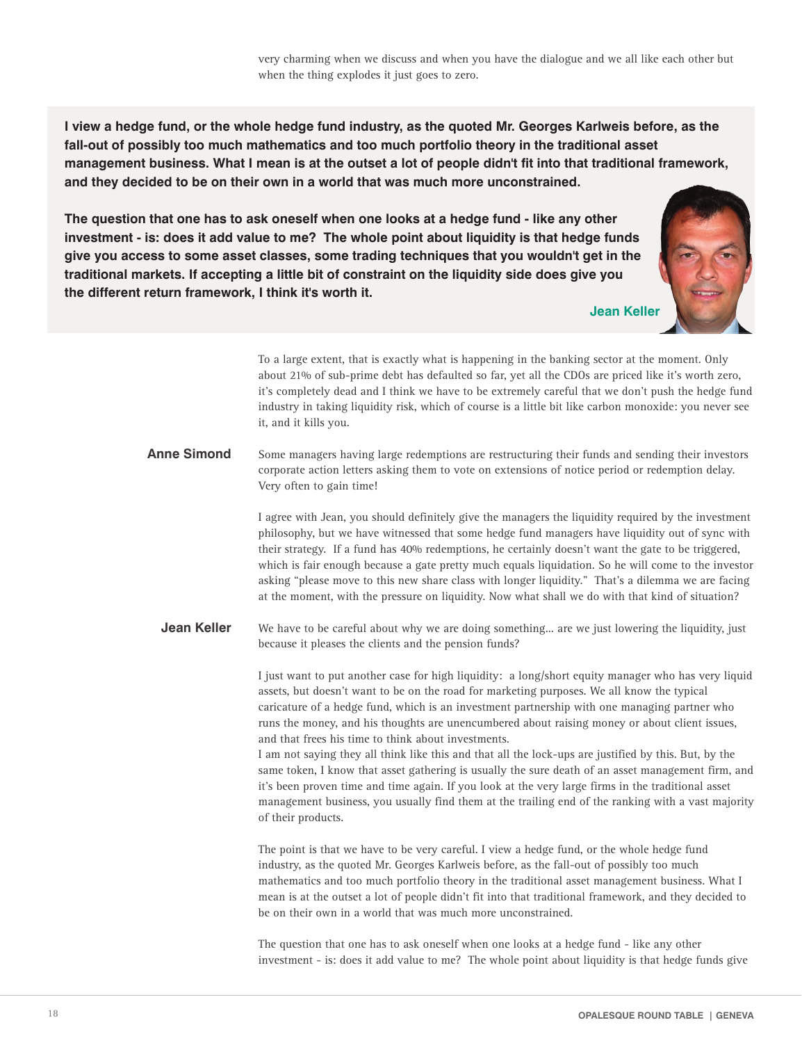very charming when we discuss and when you have the dialogue and we all like each other but when the thing explodes it just goes to zero.

> **I view a hedge fund, or the whole hedge fund industry, as the quoted Mr. Georges Karlweis before, as the fall-out of possibly too much mathematics and too much portfolio theory in the traditional asset management business. What I mean is at the outset a lot of people didn't fit into that traditional framework, and they decided to be on their own in a world that was much more unconstrained.**
>
> **The question that one has to ask oneself when one looks at a hedge fund - like any other investment - is: does it add value to me? The whole point about liquidity is that hedge funds give you access to some asset classes, some trading techniques that you wouldn't get in the traditional markets. If accepting a little bit of constraint on the liquidity side does give you the different return framework, I think it's worth it.**
>
> **Jean Keller**

To a large extent, that is exactly what is happening in the banking sector at the moment. Only about 21% of sub-prime debt has defaulted so far, yet all the CDOs are priced like it's worth zero, it's completely dead and I think we have to be extremely careful that we don't push the hedge fund industry in taking liquidity risk, which of course is a little bit like carbon monoxide: you never see it, and it kills you.

**Anne Simond** Some managers having large redemptions are restructuring their funds and sending their investors corporate action letters asking them to vote on extensions of notice period or redemption delay. Very often to gain time!

I agree with Jean, you should definitely give the managers the liquidity required by the investment philosophy, but we have witnessed that some hedge fund managers have liquidity out of sync with their strategy. If a fund has 40% redemptions, he certainly doesn't want the gate to be triggered, which is fair enough because a gate pretty much equals liquidation. So he will come to the investor asking "please move to this new share class with longer liquidity." That's a dilemma we are facing at the moment, with the pressure on liquidity. Now what shall we do with that kind of situation?

**Jean Keller** We have to be careful about why we are doing something... are we just lowering the liquidity, just because it pleases the clients and the pension funds?

I just want to put another case for high liquidity: a long/short equity manager who has very liquid assets, but doesn't want to be on the road for marketing purposes. We all know the typical caricature of a hedge fund, which is an investment partnership with one managing partner who runs the money, and his thoughts are unencumbered about raising money or about client issues, and that frees his time to think about investments.
I am not saying they all think like this and that all the lock-ups are justified by this. But, by the same token, I know that asset gathering is usually the sure death of an asset management firm, and it's been proven time and time again. If you look at the very large firms in the traditional asset management business, you usually find them at the trailing end of the ranking with a vast majority of their products.

The point is that we have to be very careful. I view a hedge fund, or the whole hedge fund industry, as the quoted Mr. Georges Karlweis before, as the fall-out of possibly too much mathematics and too much portfolio theory in the traditional asset management business. What I mean is at the outset a lot of people didn't fit into that traditional framework, and they decided to be on their own in a world that was much more unconstrained.

The question that one has to ask oneself when one looks at a hedge fund - like any other investment - is: does it add value to me? The whole point about liquidity is that hedge funds give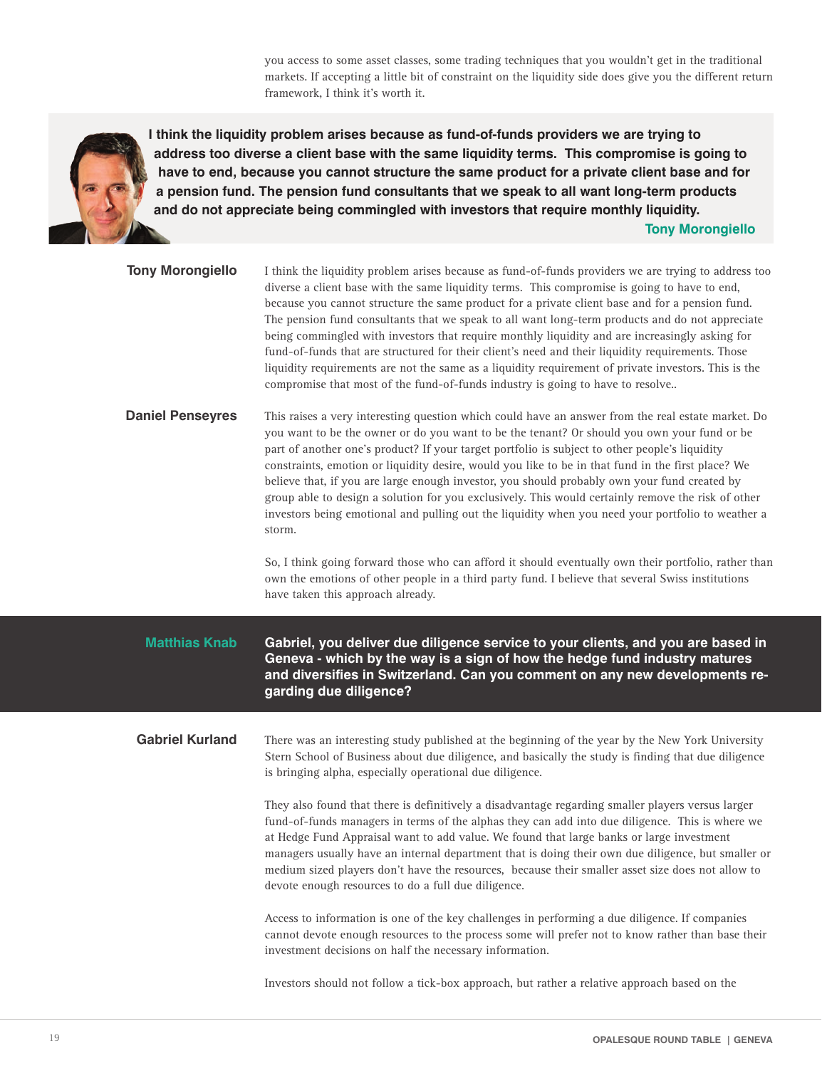you access to some asset classes, some trading techniques that you wouldn't get in the traditional markets. If accepting a little bit of constraint on the liquidity side does give you the different return framework, I think it's worth it.

> **I think the liquidity problem arises because as fund-of-funds providers we are trying to address too diverse a client base with the same liquidity terms. This compromise is going to have to end, because you cannot structure the same product for a private client base and for a pension fund. The pension fund consultants that we speak to all want long-term products and do not appreciate being commingled with investors that require monthly liquidity.**
>
> **Tony Morongiello**

**Tony Morongiello** I think the liquidity problem arises because as fund-of-funds providers we are trying to address too diverse a client base with the same liquidity terms. This compromise is going to have to end, because you cannot structure the same product for a private client base and for a pension fund. The pension fund consultants that we speak to all want long-term products and do not appreciate being commingled with investors that require monthly liquidity and are increasingly asking for fund-of-funds that are structured for their client's need and their liquidity requirements. Those liquidity requirements are not the same as a liquidity requirement of private investors. This is the compromise that most of the fund-of-funds industry is going to have to resolve..

**Daniel Penseyres** This raises a very interesting question which could have an answer from the real estate market. Do you want to be the owner or do you want to be the tenant? Or should you own your fund or be part of another one's product? If your target portfolio is subject to other people's liquidity constraints, emotion or liquidity desire, would you like to be in that fund in the first place? We believe that, if you are large enough investor, you should probably own your fund created by group able to design a solution for you exclusively. This would certainly remove the risk of other investors being emotional and pulling out the liquidity when you need your portfolio to weather a storm.

So, I think going forward those who can afford it should eventually own their portfolio, rather than own the emotions of other people in a third party fund. I believe that several Swiss institutions have taken this approach already.

**Matthias Knab** **Gabriel, you deliver due diligence service to your clients, and you are based in Geneva - which by the way is a sign of how the hedge fund industry matures and diversifies in Switzerland. Can you comment on any new developments regarding due diligence?**

**Gabriel Kurland** There was an interesting study published at the beginning of the year by the New York University Stern School of Business about due diligence, and basically the study is finding that due diligence is bringing alpha, especially operational due diligence.

They also found that there is definitively a disadvantage regarding smaller players versus larger fund-of-funds managers in terms of the alphas they can add into due diligence. This is where we at Hedge Fund Appraisal want to add value. We found that large banks or large investment managers usually have an internal department that is doing their own due diligence, but smaller or medium sized players don't have the resources, because their smaller asset size does not allow to devote enough resources to do a full due diligence.

Access to information is one of the key challenges in performing a due diligence. If companies cannot devote enough resources to the process some will prefer not to know rather than base their investment decisions on half the necessary information.

Investors should not follow a tick-box approach, but rather a relative approach based on the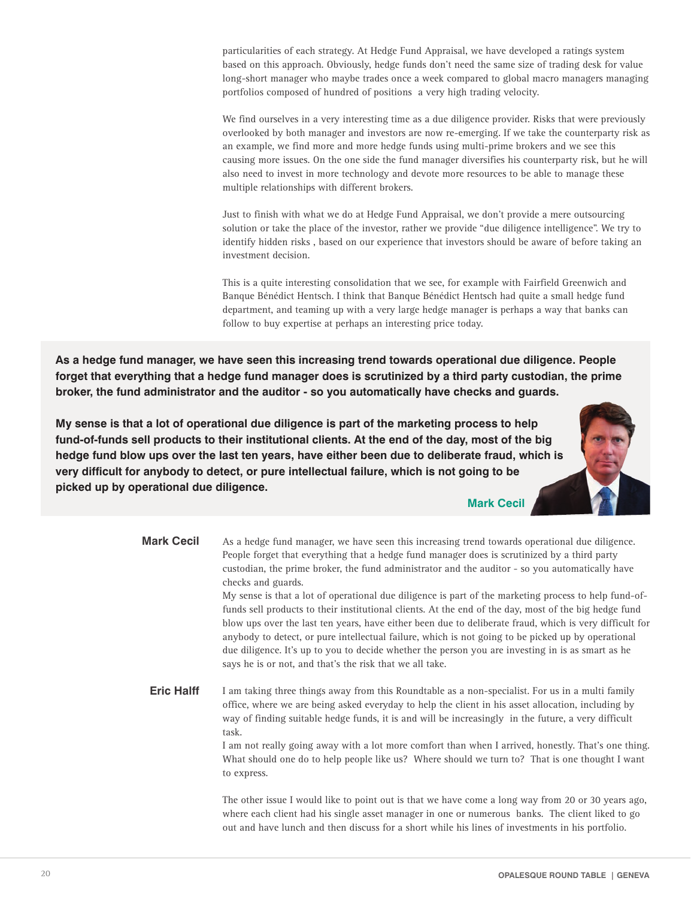particularities of each strategy. At Hedge Fund Appraisal, we have developed a ratings system based on this approach. Obviously, hedge funds don't need the same size of trading desk for value long-short manager who maybe trades once a week compared to global macro managers managing portfolios composed of hundred of positions  a very high trading velocity.

We find ourselves in a very interesting time as a due diligence provider. Risks that were previously overlooked by both manager and investors are now re-emerging. If we take the counterparty risk as an example, we find more and more hedge funds using multi-prime brokers and we see this causing more issues. On the one side the fund manager diversifies his counterparty risk, but he will also need to invest in more technology and devote more resources to be able to manage these multiple relationships with different brokers.

Just to finish with what we do at Hedge Fund Appraisal, we don't provide a mere outsourcing solution or take the place of the investor, rather we provide "due diligence intelligence". We try to identify hidden risks , based on our experience that investors should be aware of before taking an investment decision.

This is a quite interesting consolidation that we see, for example with Fairfield Greenwich and Banque Bénédict Hentsch. I think that Banque Bénédict Hentsch had quite a small hedge fund department, and teaming up with a very large hedge manager is perhaps a way that banks can follow to buy expertise at perhaps an interesting price today.

> **As a hedge fund manager, we have seen this increasing trend towards operational due diligence. People forget that everything that a hedge fund manager does is scrutinized by a third party custodian, the prime broker, the fund administrator and the auditor - so you automatically have checks and guards.**
>
> **My sense is that a lot of operational due diligence is part of the marketing process to help fund-of-funds sell products to their institutional clients. At the end of the day, most of the big hedge fund blow ups over the last ten years, have either been due to deliberate fraud, which is very difficult for anybody to detect, or pure intellectual failure, which is not going to be picked up by operational due diligence.**
>
> **Mark Cecil**

**Mark Cecil** As a hedge fund manager, we have seen this increasing trend towards operational due diligence. People forget that everything that a hedge fund manager does is scrutinized by a third party custodian, the prime broker, the fund administrator and the auditor - so you automatically have checks and guards.

My sense is that a lot of operational due diligence is part of the marketing process to help fund-of-funds sell products to their institutional clients. At the end of the day, most of the big hedge fund blow ups over the last ten years, have either been due to deliberate fraud, which is very difficult for anybody to detect, or pure intellectual failure, which is not going to be picked up by operational due diligence. It's up to you to decide whether the person you are investing in is as smart as he says he is or not, and that's the risk that we all take.

**Eric Halff** I am taking three things away from this Roundtable as a non-specialist. For us in a multi family office, where we are being asked everyday to help the client in his asset allocation, including by way of finding suitable hedge funds, it is and will be increasingly  in the future, a very difficult task.

I am not really going away with a lot more comfort than when I arrived, honestly. That's one thing. What should one do to help people like us?  Where should we turn to?  That is one thought I want to express.

The other issue I would like to point out is that we have come a long way from 20 or 30 years ago, where each client had his single asset manager in one or numerous  banks.  The client liked to go out and have lunch and then discuss for a short while his lines of investments in his portfolio.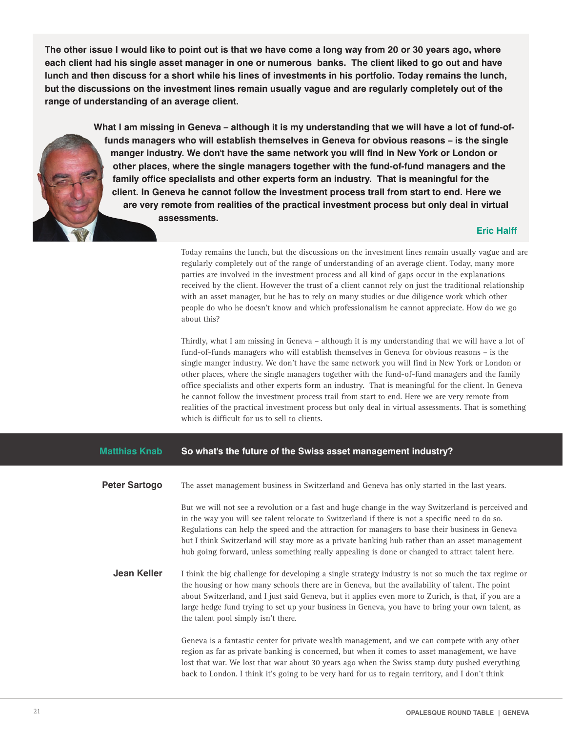**The other issue I would like to point out is that we have come a long way from 20 or 30 years ago, where each client had his single asset manager in one or numerous banks. The client liked to go out and have lunch and then discuss for a short while his lines of investments in his portfolio. Today remains the lunch, but the discussions on the investment lines remain usually vague and are regularly completely out of the range of understanding of an average client.**

**What I am missing in Geneva – although it is my understanding that we will have a lot of fund-of-funds managers who will establish themselves in Geneva for obvious reasons – is the single manger industry. We don't have the same network you will find in New York or London or other places, where the single managers together with the fund-of-fund managers and the family office specialists and other experts form an industry. That is meaningful for the client. In Geneva he cannot follow the investment process trail from start to end. Here we are very remote from realities of the practical investment process but only deal in virtual assessments.**

**Eric Halff**

Today remains the lunch, but the discussions on the investment lines remain usually vague and are regularly completely out of the range of understanding of an average client. Today, many more parties are involved in the investment process and all kind of gaps occur in the explanations received by the client. However the trust of a client cannot rely on just the traditional relationship with an asset manager, but he has to rely on many studies or due diligence work which other people do who he doesn't know and which professionalism he cannot appreciate. How do we go about this?

Thirdly, what I am missing in Geneva – although it is my understanding that we will have a lot of fund-of-funds managers who will establish themselves in Geneva for obvious reasons – is the single manger industry. We don't have the same network you will find in New York or London or other places, where the single managers together with the fund-of-fund managers and the family office specialists and other experts form an industry. That is meaningful for the client. In Geneva he cannot follow the investment process trail from start to end. Here we are very remote from realities of the practical investment process but only deal in virtual assessments. That is something which is difficult for us to sell to clients.

**Matthias Knab** **So what's the future of the Swiss asset management industry?**

**Peter Sartogo** The asset management business in Switzerland and Geneva has only started in the last years.

But we will not see a revolution or a fast and huge change in the way Switzerland is perceived and in the way you will see talent relocate to Switzerland if there is not a specific need to do so. Regulations can help the speed and the attraction for managers to base their business in Geneva but I think Switzerland will stay more as a private banking hub rather than an asset management hub going forward, unless something really appealing is done or changed to attract talent here.

**Jean Keller** I think the big challenge for developing a single strategy industry is not so much the tax regime or the housing or how many schools there are in Geneva, but the availability of talent. The point about Switzerland, and I just said Geneva, but it applies even more to Zurich, is that, if you are a large hedge fund trying to set up your business in Geneva, you have to bring your own talent, as the talent pool simply isn't there.

Geneva is a fantastic center for private wealth management, and we can compete with any other region as far as private banking is concerned, but when it comes to asset management, we have lost that war. We lost that war about 30 years ago when the Swiss stamp duty pushed everything back to London. I think it's going to be very hard for us to regain territory, and I don't think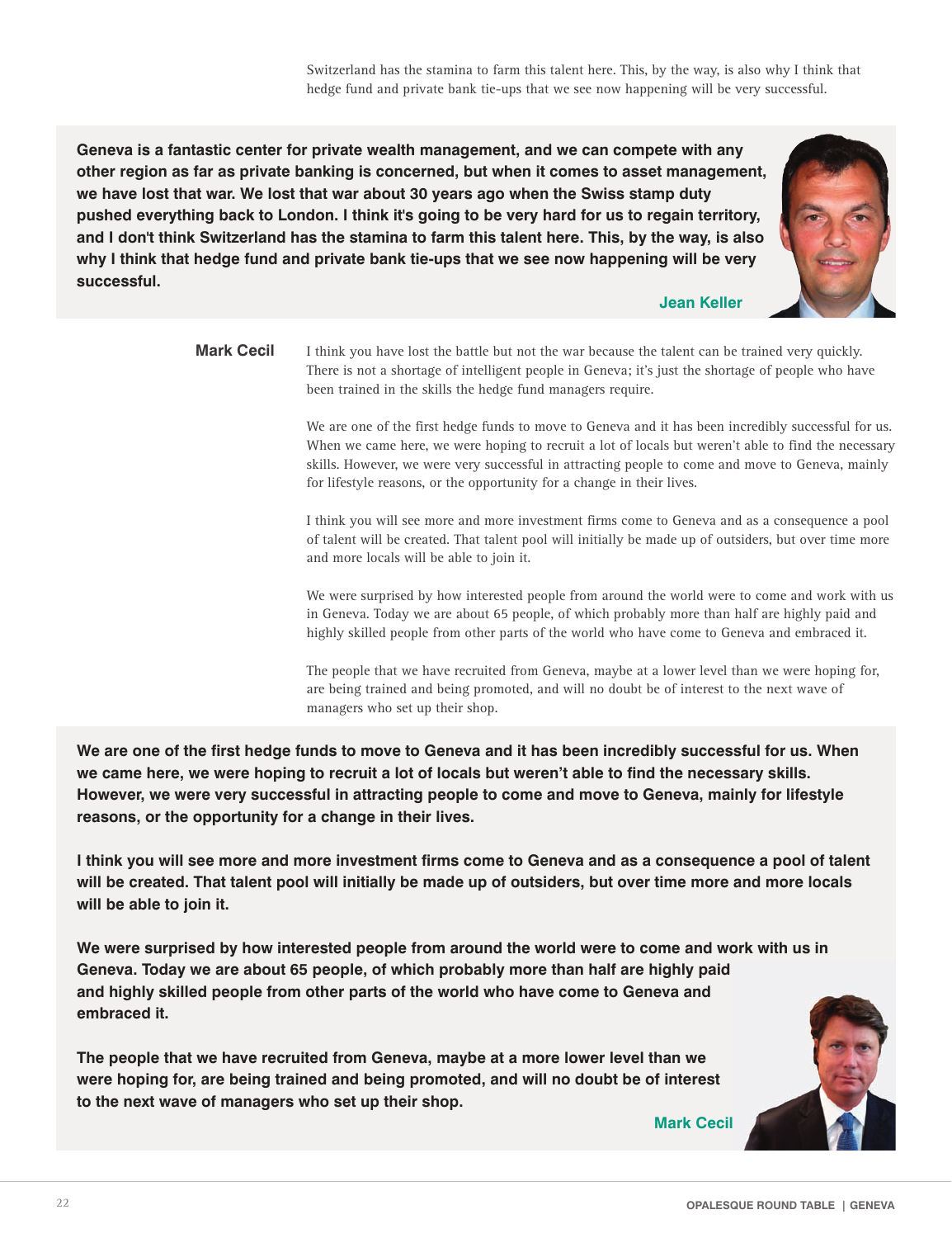Switzerland has the stamina to farm this talent here. This, by the way, is also why I think that hedge fund and private bank tie-ups that we see now happening will be very successful.

> **Geneva is a fantastic center for private wealth management, and we can compete with any other region as far as private banking is concerned, but when it comes to asset management, we have lost that war. We lost that war about 30 years ago when the Swiss stamp duty pushed everything back to London. I think it's going to be very hard for us to regain territory, and I don't think Switzerland has the stamina to farm this talent here. This, by the way, is also why I think that hedge fund and private bank tie-ups that we see now happening will be very successful.**
>
> **Jean Keller**

**Mark Cecil** I think you have lost the battle but not the war because the talent can be trained very quickly. There is not a shortage of intelligent people in Geneva; it's just the shortage of people who have been trained in the skills the hedge fund managers require.

We are one of the first hedge funds to move to Geneva and it has been incredibly successful for us. When we came here, we were hoping to recruit a lot of locals but weren't able to find the necessary skills. However, we were very successful in attracting people to come and move to Geneva, mainly for lifestyle reasons, or the opportunity for a change in their lives.

I think you will see more and more investment firms come to Geneva and as a consequence a pool of talent will be created. That talent pool will initially be made up of outsiders, but over time more and more locals will be able to join it.

We were surprised by how interested people from around the world were to come and work with us in Geneva. Today we are about 65 people, of which probably more than half are highly paid and highly skilled people from other parts of the world who have come to Geneva and embraced it.

The people that we have recruited from Geneva, maybe at a lower level than we were hoping for, are being trained and being promoted, and will no doubt be of interest to the next wave of managers who set up their shop.

> **We are one of the first hedge funds to move to Geneva and it has been incredibly successful for us. When we came here, we were hoping to recruit a lot of locals but weren't able to find the necessary skills. However, we were very successful in attracting people to come and move to Geneva, mainly for lifestyle reasons, or the opportunity for a change in their lives.**
>
> **I think you will see more and more investment firms come to Geneva and as a consequence a pool of talent will be created. That talent pool will initially be made up of outsiders, but over time more and more locals will be able to join it.**
>
> **We were surprised by how interested people from around the world were to come and work with us in Geneva. Today we are about 65 people, of which probably more than half are highly paid and highly skilled people from other parts of the world who have come to Geneva and embraced it.**
>
> **The people that we have recruited from Geneva, maybe at a more lower level than we were hoping for, are being trained and being promoted, and will no doubt be of interest to the next wave of managers who set up their shop.**
>
> **Mark Cecil**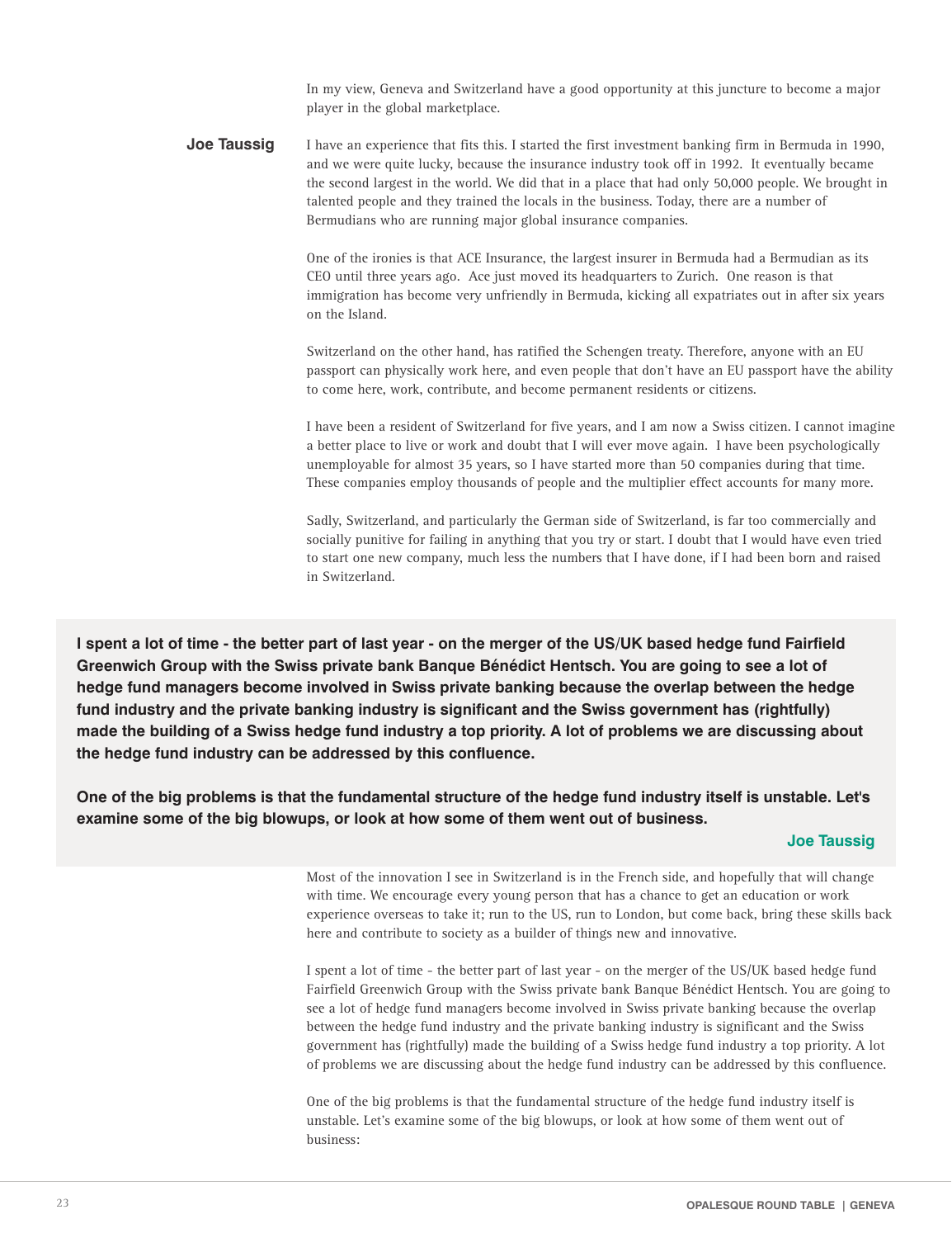In my view, Geneva and Switzerland have a good opportunity at this juncture to become a major player in the global marketplace.

**Joe Taussig** I have an experience that fits this. I started the first investment banking firm in Bermuda in 1990, and we were quite lucky, because the insurance industry took off in 1992. It eventually became the second largest in the world. We did that in a place that had only 50,000 people. We brought in talented people and they trained the locals in the business. Today, there are a number of Bermudians who are running major global insurance companies.

One of the ironies is that ACE Insurance, the largest insurer in Bermuda had a Bermudian as its CEO until three years ago. Ace just moved its headquarters to Zurich. One reason is that immigration has become very unfriendly in Bermuda, kicking all expatriates out in after six years on the Island.

Switzerland on the other hand, has ratified the Schengen treaty. Therefore, anyone with an EU passport can physically work here, and even people that don't have an EU passport have the ability to come here, work, contribute, and become permanent residents or citizens.

I have been a resident of Switzerland for five years, and I am now a Swiss citizen. I cannot imagine a better place to live or work and doubt that I will ever move again. I have been psychologically unemployable for almost 35 years, so I have started more than 50 companies during that time. These companies employ thousands of people and the multiplier effect accounts for many more.

Sadly, Switzerland, and particularly the German side of Switzerland, is far too commercially and socially punitive for failing in anything that you try or start. I doubt that I would have even tried to start one new company, much less the numbers that I have done, if I had been born and raised in Switzerland.

> **I spent a lot of time - the better part of last year - on the merger of the US/UK based hedge fund Fairfield Greenwich Group with the Swiss private bank Banque Bénédict Hentsch. You are going to see a lot of hedge fund managers become involved in Swiss private banking because the overlap between the hedge fund industry and the private banking industry is significant and the Swiss government has (rightfully) made the building of a Swiss hedge fund industry a top priority. A lot of problems we are discussing about the hedge fund industry can be addressed by this confluence.**
>
> **One of the big problems is that the fundamental structure of the hedge fund industry itself is unstable. Let's examine some of the big blowups, or look at how some of them went out of business.**
>
> **Joe Taussig**

Most of the innovation I see in Switzerland is in the French side, and hopefully that will change with time. We encourage every young person that has a chance to get an education or work experience overseas to take it; run to the US, run to London, but come back, bring these skills back here and contribute to society as a builder of things new and innovative.

I spent a lot of time - the better part of last year - on the merger of the US/UK based hedge fund Fairfield Greenwich Group with the Swiss private bank Banque Bénédict Hentsch. You are going to see a lot of hedge fund managers become involved in Swiss private banking because the overlap between the hedge fund industry and the private banking industry is significant and the Swiss government has (rightfully) made the building of a Swiss hedge fund industry a top priority. A lot of problems we are discussing about the hedge fund industry can be addressed by this confluence.

One of the big problems is that the fundamental structure of the hedge fund industry itself is unstable. Let's examine some of the big blowups, or look at how some of them went out of business: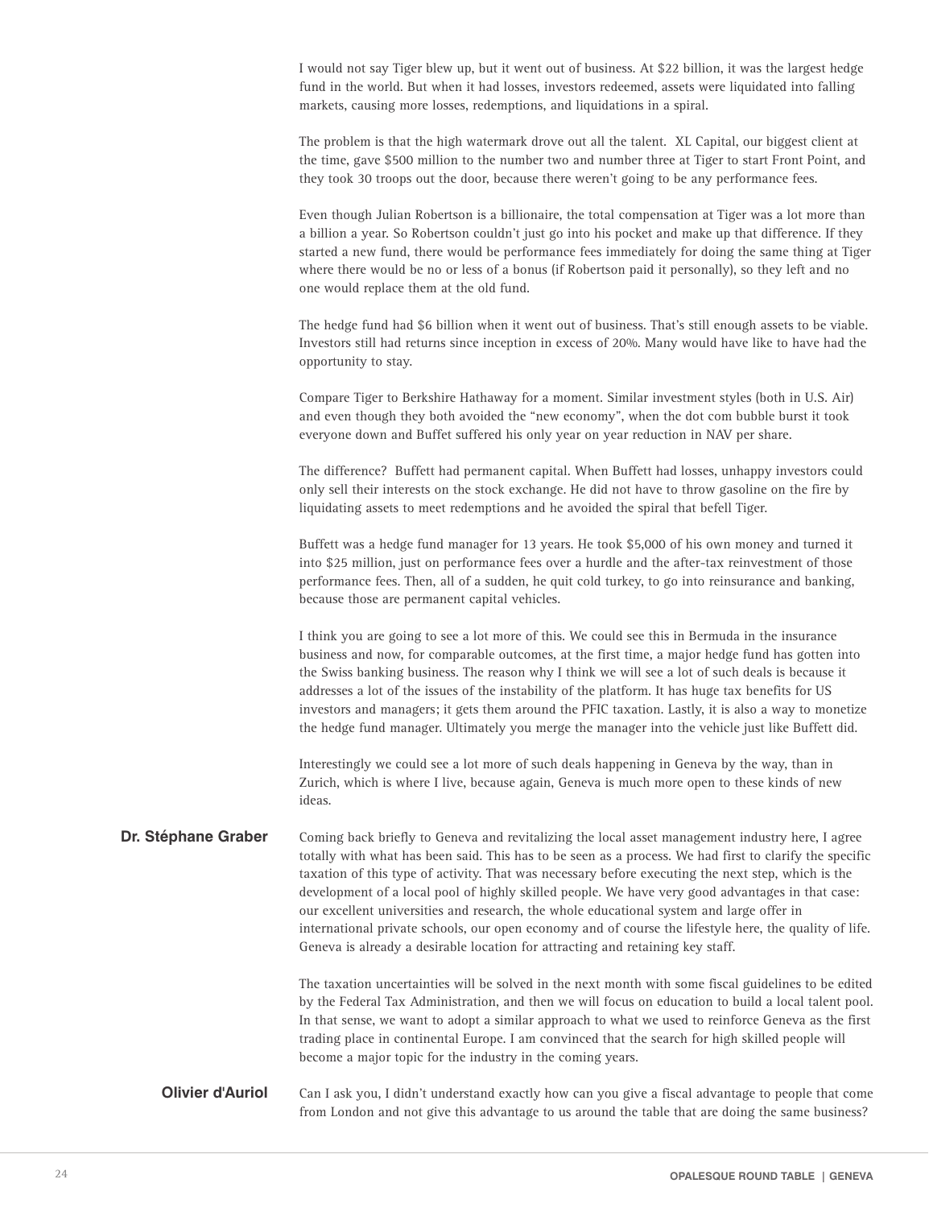I would not say Tiger blew up, but it went out of business. At $22 billion, it was the largest hedge fund in the world. But when it had losses, investors redeemed, assets were liquidated into falling markets, causing more losses, redemptions, and liquidations in a spiral.

The problem is that the high watermark drove out all the talent. XL Capital, our biggest client at the time, gave $500 million to the number two and number three at Tiger to start Front Point, and they took 30 troops out the door, because there weren't going to be any performance fees.

Even though Julian Robertson is a billionaire, the total compensation at Tiger was a lot more than a billion a year. So Robertson couldn't just go into his pocket and make up that difference. If they started a new fund, there would be performance fees immediately for doing the same thing at Tiger where there would be no or less of a bonus (if Robertson paid it personally), so they left and no one would replace them at the old fund.

The hedge fund had $6 billion when it went out of business. That's still enough assets to be viable. Investors still had returns since inception in excess of 20%. Many would have like to have had the opportunity to stay.

Compare Tiger to Berkshire Hathaway for a moment. Similar investment styles (both in U.S. Air) and even though they both avoided the "new economy", when the dot com bubble burst it took everyone down and Buffet suffered his only year on year reduction in NAV per share.

The difference? Buffett had permanent capital. When Buffett had losses, unhappy investors could only sell their interests on the stock exchange. He did not have to throw gasoline on the fire by liquidating assets to meet redemptions and he avoided the spiral that befell Tiger.

Buffett was a hedge fund manager for 13 years. He took $5,000 of his own money and turned it into $25 million, just on performance fees over a hurdle and the after-tax reinvestment of those performance fees. Then, all of a sudden, he quit cold turkey, to go into reinsurance and banking, because those are permanent capital vehicles.

I think you are going to see a lot more of this. We could see this in Bermuda in the insurance business and now, for comparable outcomes, at the first time, a major hedge fund has gotten into the Swiss banking business. The reason why I think we will see a lot of such deals is because it addresses a lot of the issues of the instability of the platform. It has huge tax benefits for US investors and managers; it gets them around the PFIC taxation. Lastly, it is also a way to monetize the hedge fund manager. Ultimately you merge the manager into the vehicle just like Buffett did.

Interestingly we could see a lot more of such deals happening in Geneva by the way, than in Zurich, which is where I live, because again, Geneva is much more open to these kinds of new ideas.

**Dr. Stéphane Graber** Coming back briefly to Geneva and revitalizing the local asset management industry here, I agree totally with what has been said. This has to be seen as a process. We had first to clarify the specific taxation of this type of activity. That was necessary before executing the next step, which is the development of a local pool of highly skilled people. We have very good advantages in that case: our excellent universities and research, the whole educational system and large offer in international private schools, our open economy and of course the lifestyle here, the quality of life. Geneva is already a desirable location for attracting and retaining key staff.

The taxation uncertainties will be solved in the next month with some fiscal guidelines to be edited by the Federal Tax Administration, and then we will focus on education to build a local talent pool. In that sense, we want to adopt a similar approach to what we used to reinforce Geneva as the first trading place in continental Europe. I am convinced that the search for high skilled people will become a major topic for the industry in the coming years.

**Olivier d'Auriol** Can I ask you, I didn't understand exactly how can you give a fiscal advantage to people that come from London and not give this advantage to us around the table that are doing the same business?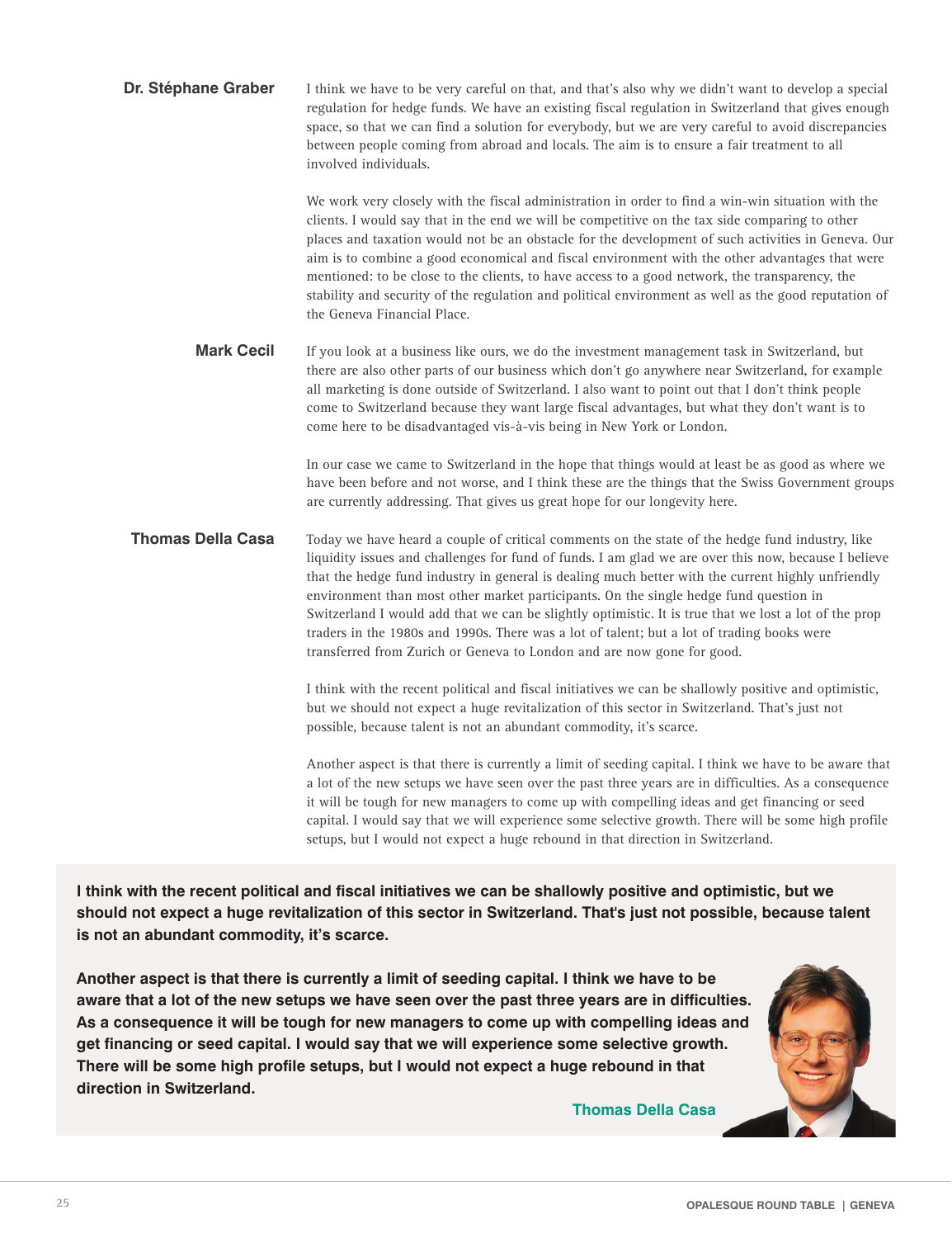**Dr. Stéphane Graber** I think we have to be very careful on that, and that's also why we didn't want to develop a special regulation for hedge funds. We have an existing fiscal regulation in Switzerland that gives enough space, so that we can find a solution for everybody, but we are very careful to avoid discrepancies between people coming from abroad and locals. The aim is to ensure a fair treatment to all involved individuals.

We work very closely with the fiscal administration in order to find a win-win situation with the clients. I would say that in the end we will be competitive on the tax side comparing to other places and taxation would not be an obstacle for the development of such activities in Geneva. Our aim is to combine a good economical and fiscal environment with the other advantages that were mentioned: to be close to the clients, to have access to a good network, the transparency, the stability and security of the regulation and political environment as well as the good reputation of the Geneva Financial Place.

**Mark Cecil** If you look at a business like ours, we do the investment management task in Switzerland, but there are also other parts of our business which don't go anywhere near Switzerland, for example all marketing is done outside of Switzerland. I also want to point out that I don't think people come to Switzerland because they want large fiscal advantages, but what they don't want is to come here to be disadvantaged vis-à-vis being in New York or London.

In our case we came to Switzerland in the hope that things would at least be as good as where we have been before and not worse, and I think these are the things that the Swiss Government groups are currently addressing. That gives us great hope for our longevity here.

**Thomas Della Casa** Today we have heard a couple of critical comments on the state of the hedge fund industry, like liquidity issues and challenges for fund of funds. I am glad we are over this now, because I believe that the hedge fund industry in general is dealing much better with the current highly unfriendly environment than most other market participants. On the single hedge fund question in Switzerland I would add that we can be slightly optimistic. It is true that we lost a lot of the prop traders in the 1980s and 1990s. There was a lot of talent; but a lot of trading books were transferred from Zurich or Geneva to London and are now gone for good.

I think with the recent political and fiscal initiatives we can be shallowly positive and optimistic, but we should not expect a huge revitalization of this sector in Switzerland. That's just not possible, because talent is not an abundant commodity, it's scarce.

Another aspect is that there is currently a limit of seeding capital. I think we have to be aware that a lot of the new setups we have seen over the past three years are in difficulties. As a consequence it will be tough for new managers to come up with compelling ideas and get financing or seed capital. I would say that we will experience some selective growth. There will be some high profile setups, but I would not expect a huge rebound in that direction in Switzerland.

**I think with the recent political and fiscal initiatives we can be shallowly positive and optimistic, but we should not expect a huge revitalization of this sector in Switzerland. That's just not possible, because talent is not an abundant commodity, it's scarce.**

**Another aspect is that there is currently a limit of seeding capital. I think we have to be aware that a lot of the new setups we have seen over the past three years are in difficulties. As a consequence it will be tough for new managers to come up with compelling ideas and get financing or seed capital. I would say that we will experience some selective growth. There will be some high profile setups, but I would not expect a huge rebound in that direction in Switzerland.**

**Thomas Della Casa**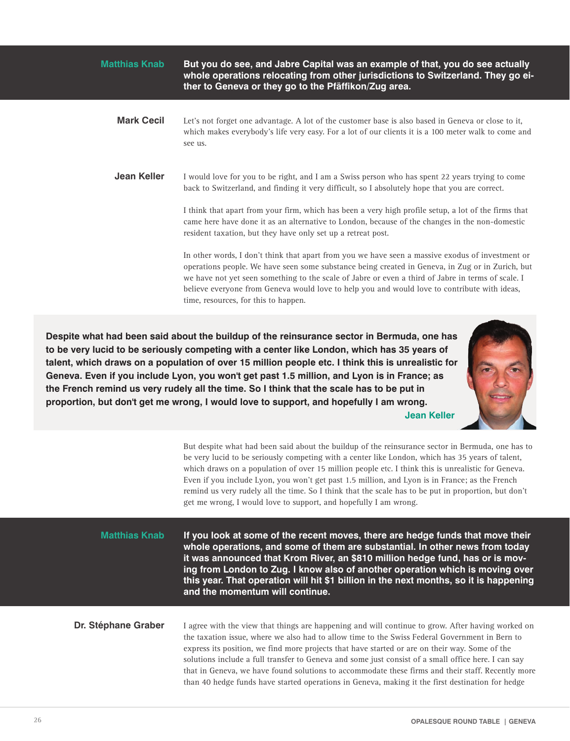**Matthias Knab** **But you do see, and Jabre Capital was an example of that, you do see actually whole operations relocating from other jurisdictions to Switzerland. They go either to Geneva or they go to the Pfäffikon/Zug area.**

**Mark Cecil** Let's not forget one advantage. A lot of the customer base is also based in Geneva or close to it, which makes everybody's life very easy. For a lot of our clients it is a 100 meter walk to come and see us.

**Jean Keller** I would love for you to be right, and I am a Swiss person who has spent 22 years trying to come back to Switzerland, and finding it very difficult, so I absolutely hope that you are correct.

I think that apart from your firm, which has been a very high profile setup, a lot of the firms that came here have done it as an alternative to London, because of the changes in the non-domestic resident taxation, but they have only set up a retreat post.

In other words, I don't think that apart from you we have seen a massive exodus of investment or operations people. We have seen some substance being created in Geneva, in Zug or in Zurich, but we have not yet seen something to the scale of Jabre or even a third of Jabre in terms of scale. I believe everyone from Geneva would love to help you and would love to contribute with ideas, time, resources, for this to happen.

> **Despite what had been said about the buildup of the reinsurance sector in Bermuda, one has to be very lucid to be seriously competing with a center like London, which has 35 years of talent, which draws on a population of over 15 million people etc. I think this is unrealistic for Geneva. Even if you include Lyon, you won't get past 1.5 million, and Lyon is in France; as the French remind us very rudely all the time. So I think that the scale has to be put in proportion, but don't get me wrong, I would love to support, and hopefully I am wrong.**
>
> **Jean Keller**

But despite what had been said about the buildup of the reinsurance sector in Bermuda, one has to be very lucid to be seriously competing with a center like London, which has 35 years of talent, which draws on a population of over 15 million people etc. I think this is unrealistic for Geneva. Even if you include Lyon, you won't get past 1.5 million, and Lyon is in France; as the French remind us very rudely all the time. So I think that the scale has to be put in proportion, but don't get me wrong, I would love to support, and hopefully I am wrong.

**Matthias Knab** **If you look at some of the recent moves, there are hedge funds that move their whole operations, and some of them are substantial. In other news from today it was announced that Krom River, an $810 million hedge fund, has or is moving from London to Zug. I know also of another operation which is moving over this year. That operation will hit $1 billion in the next months, so it is happening and the momentum will continue.**

**Dr. Stéphane Graber** I agree with the view that things are happening and will continue to grow. After having worked on the taxation issue, where we also had to allow time to the Swiss Federal Government in Bern to express its position, we find more projects that have started or are on their way. Some of the solutions include a full transfer to Geneva and some just consist of a small office here. I can say that in Geneva, we have found solutions to accommodate these firms and their staff. Recently more than 40 hedge funds have started operations in Geneva, making it the first destination for hedge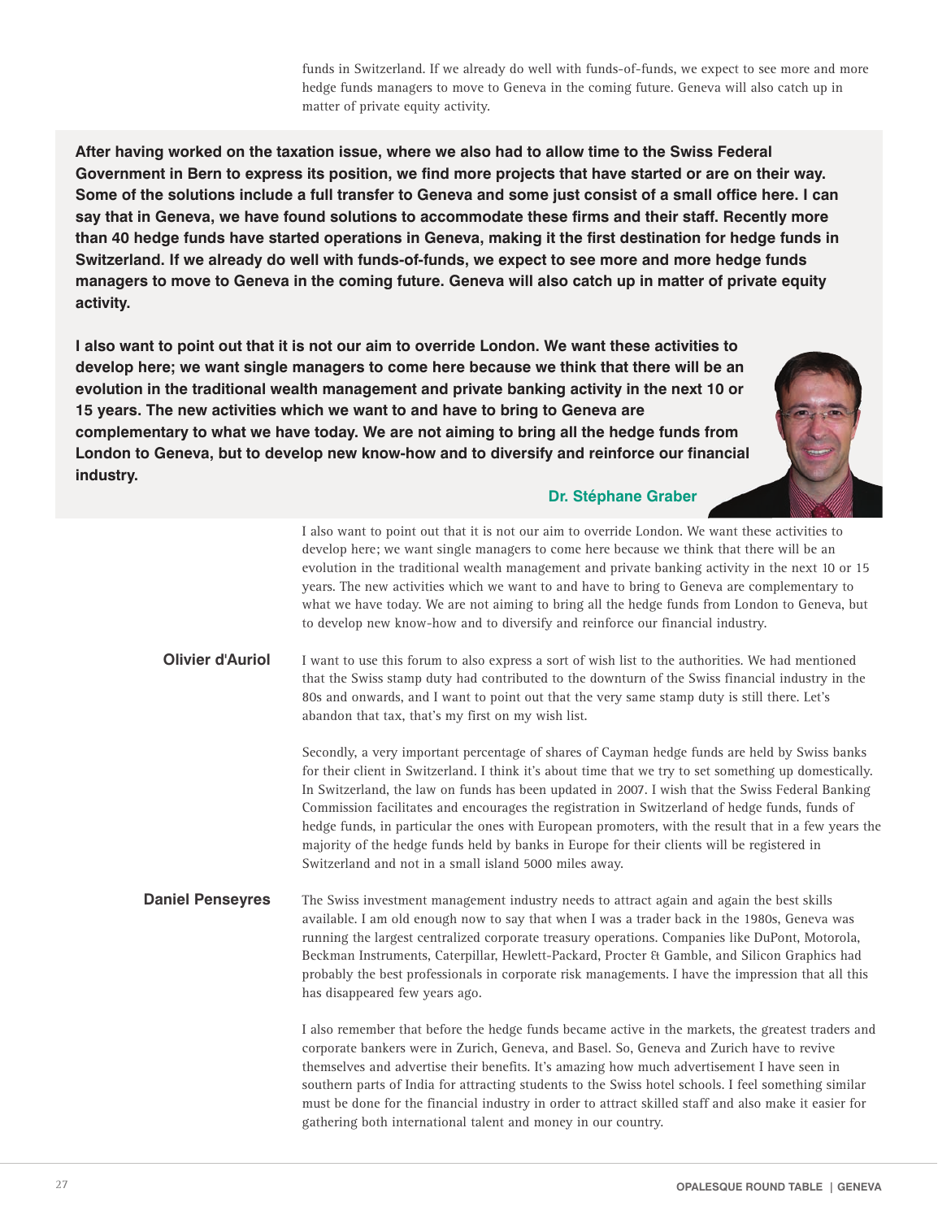funds in Switzerland. If we already do well with funds-of-funds, we expect to see more and more hedge funds managers to move to Geneva in the coming future. Geneva will also catch up in matter of private equity activity.

**After having worked on the taxation issue, where we also had to allow time to the Swiss Federal Government in Bern to express its position, we find more projects that have started or are on their way. Some of the solutions include a full transfer to Geneva and some just consist of a small office here. I can say that in Geneva, we have found solutions to accommodate these firms and their staff. Recently more than 40 hedge funds have started operations in Geneva, making it the first destination for hedge funds in Switzerland. If we already do well with funds-of-funds, we expect to see more and more hedge funds managers to move to Geneva in the coming future. Geneva will also catch up in matter of private equity activity.**

**I also want to point out that it is not our aim to override London. We want these activities to develop here; we want single managers to come here because we think that there will be an evolution in the traditional wealth management and private banking activity in the next 10 or 15 years. The new activities which we want to and have to bring to Geneva are complementary to what we have today. We are not aiming to bring all the hedge funds from London to Geneva, but to develop new know-how and to diversify and reinforce our financial industry.**

**Dr. Stéphane Graber**

I also want to point out that it is not our aim to override London. We want these activities to develop here; we want single managers to come here because we think that there will be an evolution in the traditional wealth management and private banking activity in the next 10 or 15 years. The new activities which we want to and have to bring to Geneva are complementary to what we have today. We are not aiming to bring all the hedge funds from London to Geneva, but to develop new know-how and to diversify and reinforce our financial industry.

**Olivier d'Auriol**

I want to use this forum to also express a sort of wish list to the authorities. We had mentioned that the Swiss stamp duty had contributed to the downturn of the Swiss financial industry in the 80s and onwards, and I want to point out that the very same stamp duty is still there. Let's abandon that tax, that's my first on my wish list.

Secondly, a very important percentage of shares of Cayman hedge funds are held by Swiss banks for their client in Switzerland. I think it's about time that we try to set something up domestically. In Switzerland, the law on funds has been updated in 2007. I wish that the Swiss Federal Banking Commission facilitates and encourages the registration in Switzerland of hedge funds, funds of hedge funds, in particular the ones with European promoters, with the result that in a few years the majority of the hedge funds held by banks in Europe for their clients will be registered in Switzerland and not in a small island 5000 miles away.

**Daniel Penseyres**

The Swiss investment management industry needs to attract again and again the best skills available. I am old enough now to say that when I was a trader back in the 1980s, Geneva was running the largest centralized corporate treasury operations. Companies like DuPont, Motorola, Beckman Instruments, Caterpillar, Hewlett-Packard, Procter & Gamble, and Silicon Graphics had probably the best professionals in corporate risk managements. I have the impression that all this has disappeared few years ago.

I also remember that before the hedge funds became active in the markets, the greatest traders and corporate bankers were in Zurich, Geneva, and Basel. So, Geneva and Zurich have to revive themselves and advertise their benefits. It's amazing how much advertisement I have seen in southern parts of India for attracting students to the Swiss hotel schools. I feel something similar must be done for the financial industry in order to attract skilled staff and also make it easier for gathering both international talent and money in our country.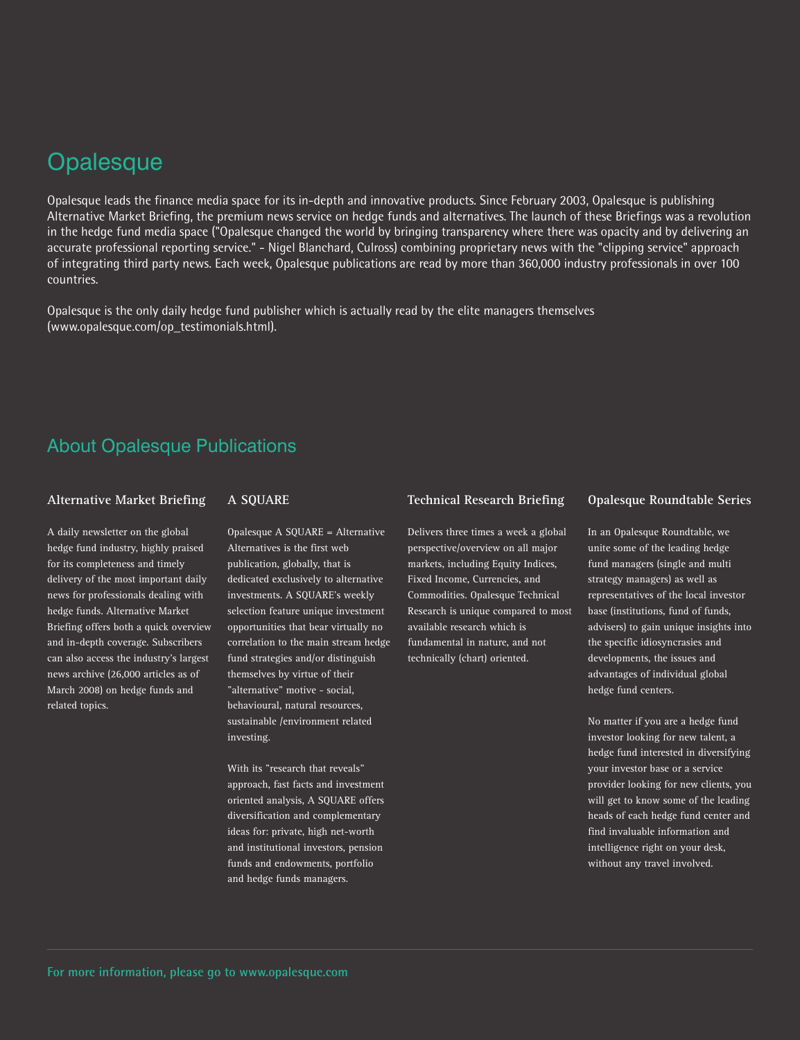# Opalesque

Opalesque leads the finance media space for its in-depth and innovative products. Since February 2003, Opalesque is publishing Alternative Market Briefing, the premium news service on hedge funds and alternatives. The launch of these Briefings was a revolution in the hedge fund media space ("Opalesque changed the world by bringing transparency where there was opacity and by delivering an accurate professional reporting service." - Nigel Blanchard, Culross) combining proprietary news with the "clipping service" approach of integrating third party news. Each week, Opalesque publications are read by more than 360,000 industry professionals in over 100 countries.

Opalesque is the only daily hedge fund publisher which is actually read by the elite managers themselves (www.opalesque.com/op_testimonials.html).

## About Opalesque Publications

### Alternative Market Briefing

A daily newsletter on the global hedge fund industry, highly praised for its completeness and timely delivery of the most important daily news for professionals dealing with hedge funds. Alternative Market Briefing offers both a quick overview and in-depth coverage. Subscribers can also access the industry's largest news archive (26,000 articles as of March 2008) on hedge funds and related topics.

### A SQUARE

Opalesque A SQUARE = Alternative Alternatives is the first web publication, globally, that is dedicated exclusively to alternative investments. A SQUARE's weekly selection feature unique investment opportunities that bear virtually no correlation to the main stream hedge fund strategies and/or distinguish themselves by virtue of their "alternative" motive - social, behavioural, natural resources, sustainable /environment related investing.

With its "research that reveals" approach, fast facts and investment oriented analysis, A SQUARE offers diversification and complementary ideas for: private, high net-worth and institutional investors, pension funds and endowments, portfolio and hedge funds managers.

### Technical Research Briefing

Delivers three times a week a global perspective/overview on all major markets, including Equity Indices, Fixed Income, Currencies, and Commodities. Opalesque Technical Research is unique compared to most available research which is fundamental in nature, and not technically (chart) oriented.

### Opalesque Roundtable Series

In an Opalesque Roundtable, we unite some of the leading hedge fund managers (single and multi strategy managers) as well as representatives of the local investor base (institutions, fund of funds, advisers) to gain unique insights into the specific idiosyncrasies and developments, the issues and advantages of individual global hedge fund centers.

No matter if you are a hedge fund investor looking for new talent, a hedge fund interested in diversifying your investor base or a service provider looking for new clients, you will get to know some of the leading heads of each hedge fund center and find invaluable information and intelligence right on your desk, without any travel involved.

**For more information, please go to www.opalesque.com**